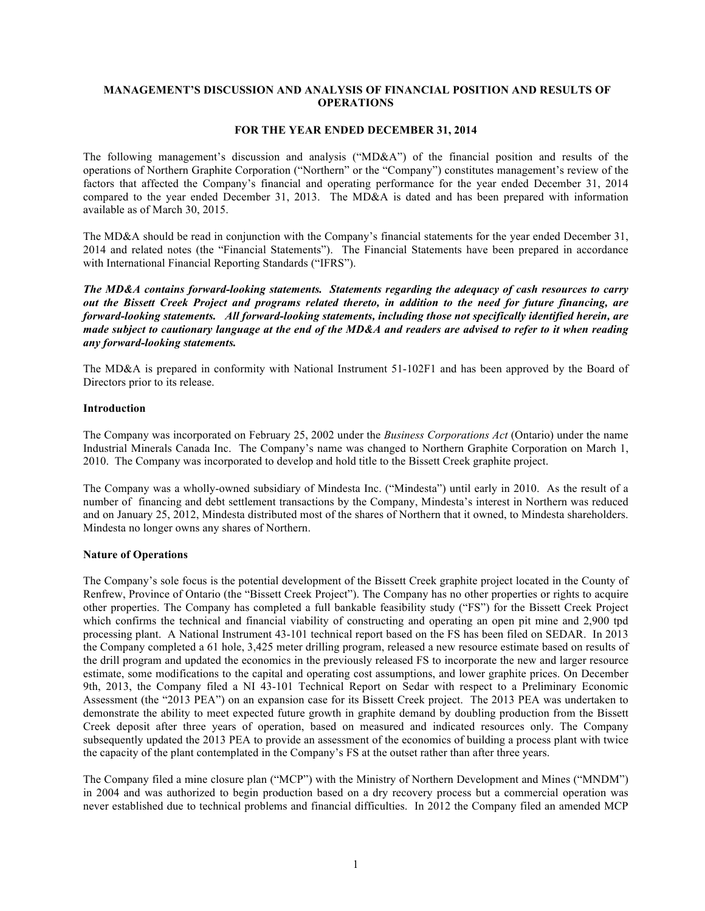**MANAGEMENT'S DISCUSSION AND ANALYSIS OF FINANCIAL POSITION AND RESULTS OF OPERATIONS**

**FOR THE YEAR ENDED DECEMBER 31, 2014**

The following management's discussion and analysis ("MD&A") of the financial position and results of the operations of Northern Graphite Corporation ("Northern" or the "Company") constitutes management's review of the factors that affected the Company's financial and operating performance for the year ended December 31, 2014 compared to the year ended December 31, 2013. The MD&A is dated and has been prepared with information available as of March 30, 2015.

The MD&A should be read in conjunction with the Company's financial statements for the year ended December 31, 2014 and related notes (the "Financial Statements"). The Financial Statements have been prepared in accordance with International Financial Reporting Standards ("IFRS").

***The MD&A contains forward-looking statements. Statements regarding the adequacy of cash resources to carry out the Bissett Creek Project and programs related thereto, in addition to the need for future financing, are forward-looking statements. All forward-looking statements, including those not specifically identified herein, are made subject to cautionary language at the end of the MD&A and readers are advised to refer to it when reading any forward-looking statements.***

The MD&A is prepared in conformity with National Instrument 51-102F1 and has been approved by the Board of Directors prior to its release.

**Introduction**

The Company was incorporated on February 25, 2002 under the *Business Corporations Act* (Ontario) under the name Industrial Minerals Canada Inc. The Company's name was changed to Northern Graphite Corporation on March 1, 2010. The Company was incorporated to develop and hold title to the Bissett Creek graphite project.

The Company was a wholly-owned subsidiary of Mindesta Inc. ("Mindesta") until early in 2010. As the result of a number of financing and debt settlement transactions by the Company, Mindesta's interest in Northern was reduced and on January 25, 2012, Mindesta distributed most of the shares of Northern that it owned, to Mindesta shareholders. Mindesta no longer owns any shares of Northern.

**Nature of Operations**

The Company's sole focus is the potential development of the Bissett Creek graphite project located in the County of Renfrew, Province of Ontario (the "Bissett Creek Project"). The Company has no other properties or rights to acquire other properties. The Company has completed a full bankable feasibility study ("FS") for the Bissett Creek Project which confirms the technical and financial viability of constructing and operating an open pit mine and 2,900 tpd processing plant. A National Instrument 43-101 technical report based on the FS has been filed on SEDAR. In 2013 the Company completed a 61 hole, 3,425 meter drilling program, released a new resource estimate based on results of the drill program and updated the economics in the previously released FS to incorporate the new and larger resource estimate, some modifications to the capital and operating cost assumptions, and lower graphite prices. On December 9th, 2013, the Company filed a NI 43-101 Technical Report on Sedar with respect to a Preliminary Economic Assessment (the "2013 PEA") on an expansion case for its Bissett Creek project. The 2013 PEA was undertaken to demonstrate the ability to meet expected future growth in graphite demand by doubling production from the Bissett Creek deposit after three years of operation, based on measured and indicated resources only. The Company subsequently updated the 2013 PEA to provide an assessment of the economics of building a process plant with twice the capacity of the plant contemplated in the Company's FS at the outset rather than after three years.

The Company filed a mine closure plan ("MCP") with the Ministry of Northern Development and Mines ("MNDM") in 2004 and was authorized to begin production based on a dry recovery process but a commercial operation was never established due to technical problems and financial difficulties. In 2012 the Company filed an amended MCP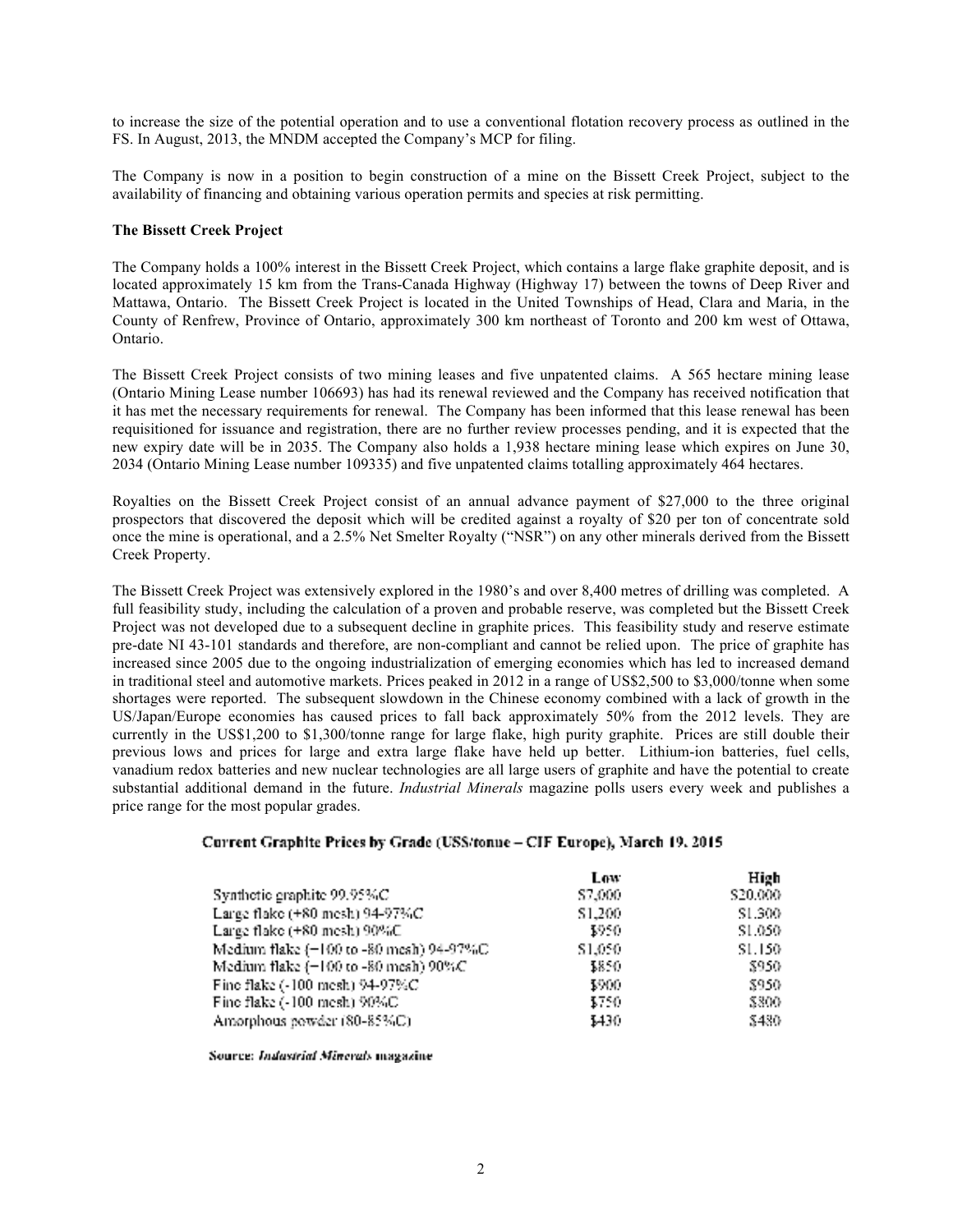to increase the size of the potential operation and to use a conventional flotation recovery process as outlined in the FS. In August, 2013, the MNDM accepted the Company's MCP for filing.

The Company is now in a position to begin construction of a mine on the Bissett Creek Project, subject to the availability of financing and obtaining various operation permits and species at risk permitting.

**The Bissett Creek Project**

The Company holds a 100% interest in the Bissett Creek Project, which contains a large flake graphite deposit, and is located approximately 15 km from the Trans-Canada Highway (Highway 17) between the towns of Deep River and Mattawa, Ontario. The Bissett Creek Project is located in the United Townships of Head, Clara and Maria, in the County of Renfrew, Province of Ontario, approximately 300 km northeast of Toronto and 200 km west of Ottawa, Ontario.

The Bissett Creek Project consists of two mining leases and five unpatented claims. A 565 hectare mining lease (Ontario Mining Lease number 106693) has had its renewal reviewed and the Company has received notification that it has met the necessary requirements for renewal. The Company has been informed that this lease renewal has been requisitioned for issuance and registration, there are no further review processes pending, and it is expected that the new expiry date will be in 2035. The Company also holds a 1,938 hectare mining lease which expires on June 30, 2034 (Ontario Mining Lease number 109335) and five unpatented claims totalling approximately 464 hectares.

Royalties on the Bissett Creek Project consist of an annual advance payment of $27,000 to the three original prospectors that discovered the deposit which will be credited against a royalty of $20 per ton of concentrate sold once the mine is operational, and a 2.5% Net Smelter Royalty ("NSR") on any other minerals derived from the Bissett Creek Property.

The Bissett Creek Project was extensively explored in the 1980's and over 8,400 metres of drilling was completed. A full feasibility study, including the calculation of a proven and probable reserve, was completed but the Bissett Creek Project was not developed due to a subsequent decline in graphite prices. This feasibility study and reserve estimate pre-date NI 43-101 standards and therefore, are non-compliant and cannot be relied upon. The price of graphite has increased since 2005 due to the ongoing industrialization of emerging economies which has led to increased demand in traditional steel and automotive markets. Prices peaked in 2012 in a range of US$2,500 to $3,000/tonne when some shortages were reported. The subsequent slowdown in the Chinese economy combined with a lack of growth in the US/Japan/Europe economies has caused prices to fall back approximately 50% from the 2012 levels. They are currently in the US$1,200 to $1,300/tonne range for large flake, high purity graphite. Prices are still double their previous lows and prices for large and extra large flake have held up better. Lithium-ion batteries, fuel cells, vanadium redox batteries and new nuclear technologies are all large users of graphite and have the potential to create substantial additional demand in the future. *Industrial Minerals* magazine polls users every week and publishes a price range for the most popular grades.

**Current Graphite Prices by Grade (US$/tonne – CIF Europe), March 19, 2015**

| | Low | High |
|---|---|---|
| Synthetic graphite 99.95%C | $7,000 | $20,000 |
| Large flake (+80 mesh) 94-97%C | $1,200 | $1,300 |
| Large flake (+80 mesh) 90%C | $950 | $1,050 |
| Medium flake (−100 to -80 mesh) 94-97%C | $1,050 | $1,150 |
| Medium flake (−100 to -80 mesh) 90%C | $850 | $950 |
| Fine flake (-100 mesh) 94-97%C | $900 | $950 |
| Fine flake (-100 mesh) 90%C | $750 | $800 |
| Amorphous powder (80-85%C) | $430 | $480 |

**Source: *Industrial Minerals* magazine**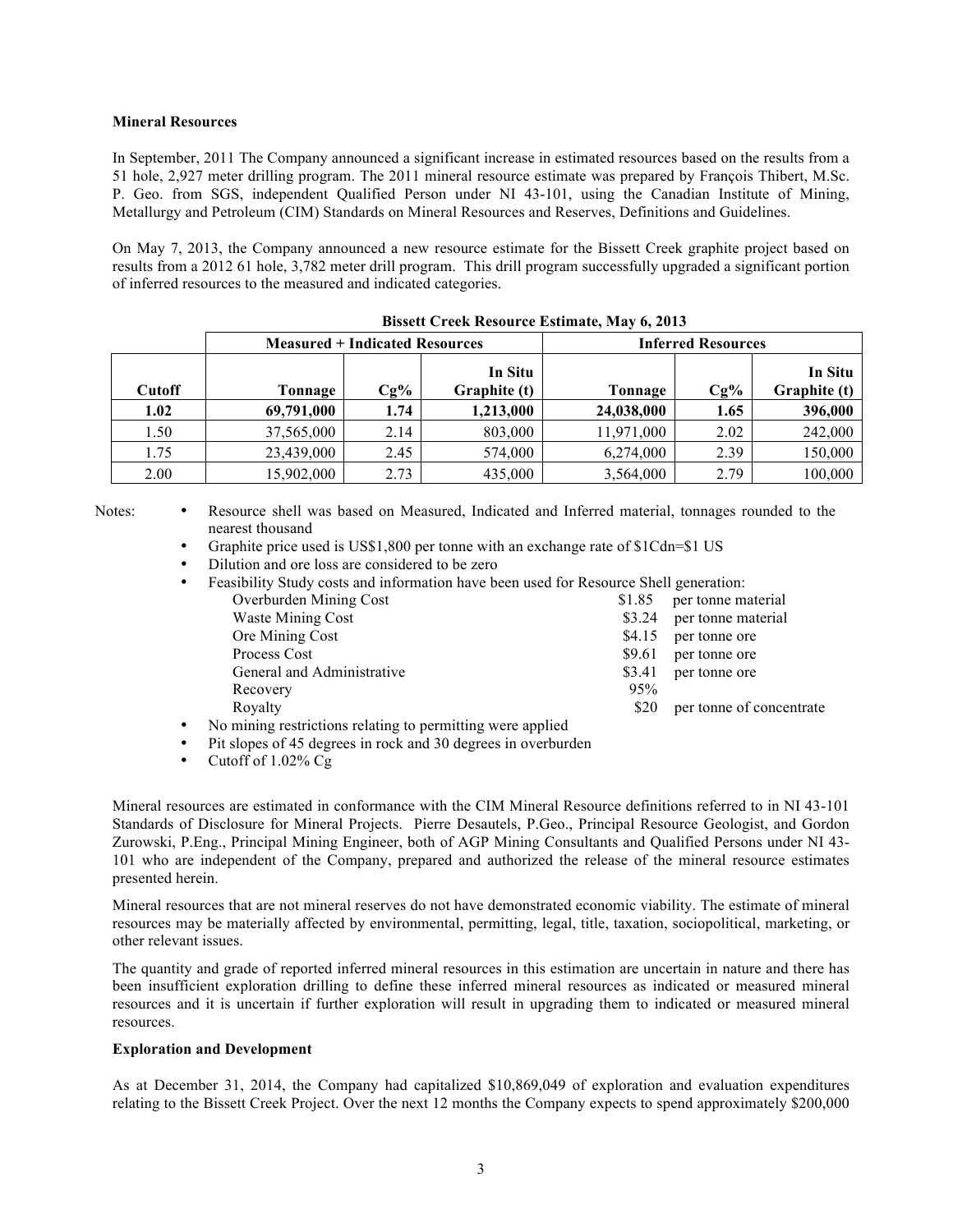**Mineral Resources**

In September, 2011 The Company announced a significant increase in estimated resources based on the results from a 51 hole, 2,927 meter drilling program. The 2011 mineral resource estimate was prepared by François Thibert, M.Sc. P. Geo. from SGS, independent Qualified Person under NI 43-101, using the Canadian Institute of Mining, Metallurgy and Petroleum (CIM) Standards on Mineral Resources and Reserves, Definitions and Guidelines.

On May 7, 2013, the Company announced a new resource estimate for the Bissett Creek graphite project based on results from a 2012 61 hole, 3,782 meter drill program. This drill program successfully upgraded a significant portion of inferred resources to the measured and indicated categories.

**Bissett Creek Resource Estimate, May 6, 2013**

| | Measured + Indicated Resources | | | Inferred Resources | | |
|---|---|---|---|---|---|---|
| **Cutoff** | **Tonnage** | **Cg%** | **In Situ Graphite (t)** | **Tonnage** | **Cg%** | **In Situ Graphite (t)** |
| **1.02** | **69,791,000** | **1.74** | **1,213,000** | **24,038,000** | **1.65** | **396,000** |
| 1.50 | 37,565,000 | 2.14 | 803,000 | 11,971,000 | 2.02 | 242,000 |
| 1.75 | 23,439,000 | 2.45 | 574,000 | 6,274,000 | 2.39 | 150,000 |
| 2.00 | 15,902,000 | 2.73 | 435,000 | 3,564,000 | 2.79 | 100,000 |

Notes:

- Resource shell was based on Measured, Indicated and Inferred material, tonnages rounded to the nearest thousand
- Graphite price used is US$1,800 per tonne with an exchange rate of $1Cdn=$1 US
- Dilution and ore loss are considered to be zero
- Feasibility Study costs and information have been used for Resource Shell generation:

| | | |
|---|---|---|
| Overburden Mining Cost | $1.85 | per tonne material |
| Waste Mining Cost | $3.24 | per tonne material |
| Ore Mining Cost | $4.15 | per tonne ore |
| Process Cost | $9.61 | per tonne ore |
| General and Administrative | $3.41 | per tonne ore |
| Recovery | 95% | |
| Royalty | $20 | per tonne of concentrate |

- No mining restrictions relating to permitting were applied
- Pit slopes of 45 degrees in rock and 30 degrees in overburden
- Cutoff of 1.02% Cg

Mineral resources are estimated in conformance with the CIM Mineral Resource definitions referred to in NI 43-101 Standards of Disclosure for Mineral Projects. Pierre Desautels, P.Geo., Principal Resource Geologist, and Gordon Zurowski, P.Eng., Principal Mining Engineer, both of AGP Mining Consultants and Qualified Persons under NI 43-101 who are independent of the Company, prepared and authorized the release of the mineral resource estimates presented herein.

Mineral resources that are not mineral reserves do not have demonstrated economic viability. The estimate of mineral resources may be materially affected by environmental, permitting, legal, title, taxation, sociopolitical, marketing, or other relevant issues.

The quantity and grade of reported inferred mineral resources in this estimation are uncertain in nature and there has been insufficient exploration drilling to define these inferred mineral resources as indicated or measured mineral resources and it is uncertain if further exploration will result in upgrading them to indicated or measured mineral resources.

**Exploration and Development**

As at December 31, 2014, the Company had capitalized $10,869,049 of exploration and evaluation expenditures relating to the Bissett Creek Project. Over the next 12 months the Company expects to spend approximately $200,000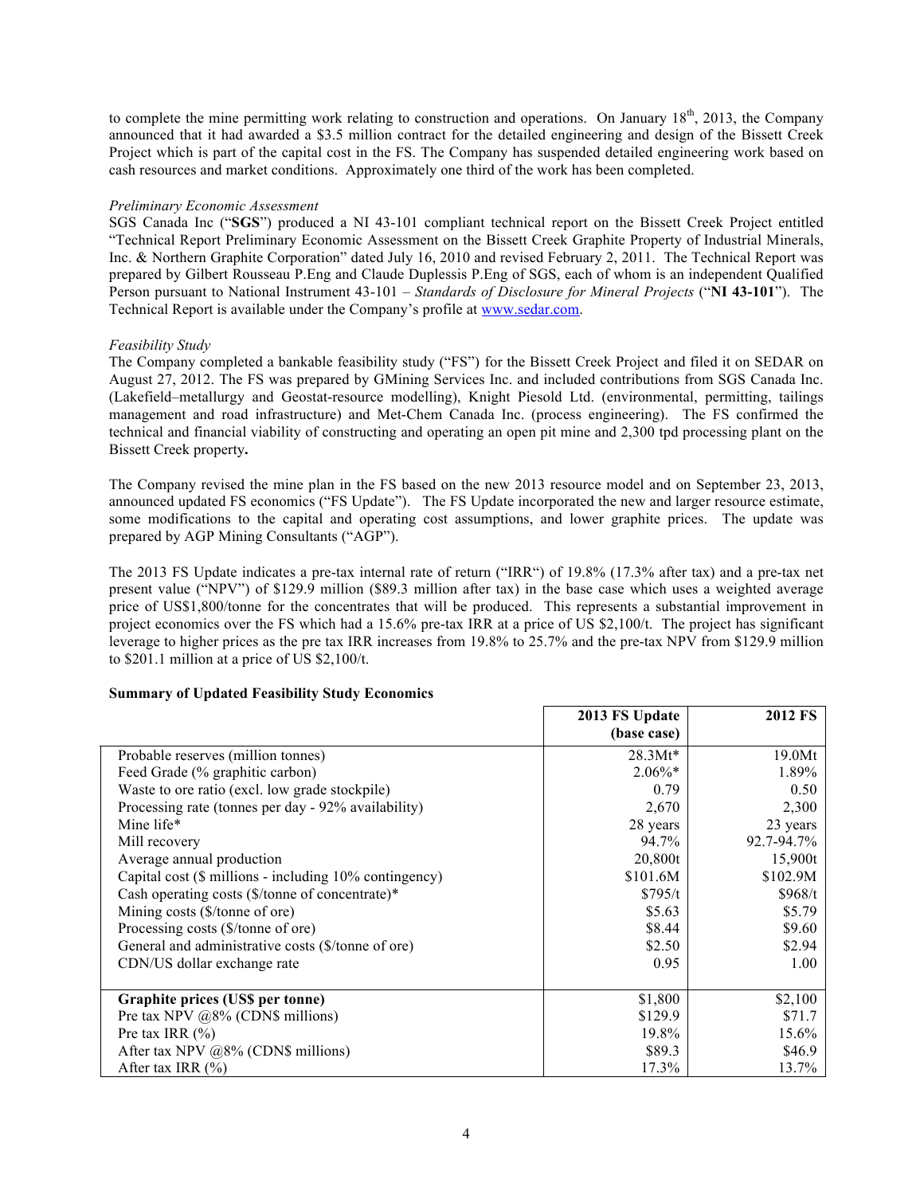to complete the mine permitting work relating to construction and operations. On January 18th, 2013, the Company announced that it had awarded a $3.5 million contract for the detailed engineering and design of the Bissett Creek Project which is part of the capital cost in the FS. The Company has suspended detailed engineering work based on cash resources and market conditions. Approximately one third of the work has been completed.

*Preliminary Economic Assessment*

SGS Canada Inc ("**SGS**") produced a NI 43-101 compliant technical report on the Bissett Creek Project entitled "Technical Report Preliminary Economic Assessment on the Bissett Creek Graphite Property of Industrial Minerals, Inc. & Northern Graphite Corporation" dated July 16, 2010 and revised February 2, 2011. The Technical Report was prepared by Gilbert Rousseau P.Eng and Claude Duplessis P.Eng of SGS, each of whom is an independent Qualified Person pursuant to National Instrument 43-101 – *Standards of Disclosure for Mineral Projects* ("**NI 43-101**"). The Technical Report is available under the Company's profile at www.sedar.com.

*Feasibility Study*

The Company completed a bankable feasibility study ("FS") for the Bissett Creek Project and filed it on SEDAR on August 27, 2012. The FS was prepared by GMining Services Inc. and included contributions from SGS Canada Inc. (Lakefield–metallurgy and Geostat-resource modelling), Knight Piesold Ltd. (environmental, permitting, tailings management and road infrastructure) and Met-Chem Canada Inc. (process engineering). The FS confirmed the technical and financial viability of constructing and operating an open pit mine and 2,300 tpd processing plant on the Bissett Creek property**.**

The Company revised the mine plan in the FS based on the new 2013 resource model and on September 23, 2013, announced updated FS economics ("FS Update"). The FS Update incorporated the new and larger resource estimate, some modifications to the capital and operating cost assumptions, and lower graphite prices. The update was prepared by AGP Mining Consultants ("AGP").

The 2013 FS Update indicates a pre-tax internal rate of return ("IRR") of 19.8% (17.3% after tax) and a pre-tax net present value ("NPV") of $129.9 million ($89.3 million after tax) in the base case which uses a weighted average price of US$1,800/tonne for the concentrates that will be produced. This represents a substantial improvement in project economics over the FS which had a 15.6% pre-tax IRR at a price of US $2,100/t. The project has significant leverage to higher prices as the pre tax IRR increases from 19.8% to 25.7% and the pre-tax NPV from $129.9 million to $201.1 million at a price of US $2,100/t.

**Summary of Updated Feasibility Study Economics**

| | **2013 FS Update (base case)** | **2012 FS** |
|---|---|---|
| Probable reserves (million tonnes) | 28.3Mt* | 19.0Mt |
| Feed Grade (% graphitic carbon) | 2.06%* | 1.89% |
| Waste to ore ratio (excl. low grade stockpile) | 0.79 | 0.50 |
| Processing rate (tonnes per day - 92% availability) | 2,670 | 2,300 |
| Mine life* | 28 years | 23 years |
| Mill recovery | 94.7% | 92.7-94.7% |
| Average annual production | 20,800t | 15,900t |
| Capital cost ($ millions - including 10% contingency) | $101.6M | $102.9M |
| Cash operating costs ($/tonne of concentrate)* | $795/t | $968/t |
| Mining costs ($/tonne of ore) | $5.63 | $5.79 |
| Processing costs ($/tonne of ore) | $8.44 | $9.60 |
| General and administrative costs ($/tonne of ore) | $2.50 | $2.94 |
| CDN/US dollar exchange rate | 0.95 | 1.00 |
| **Graphite prices (US$ per tonne)** | $1,800 | $2,100 |
| Pre tax NPV @8% (CDN$ millions) | $129.9 | $71.7 |
| Pre tax IRR (%) | 19.8% | 15.6% |
| After tax NPV @8% (CDN$ millions) | $89.3 | $46.9 |
| After tax IRR (%) | 17.3% | 13.7% |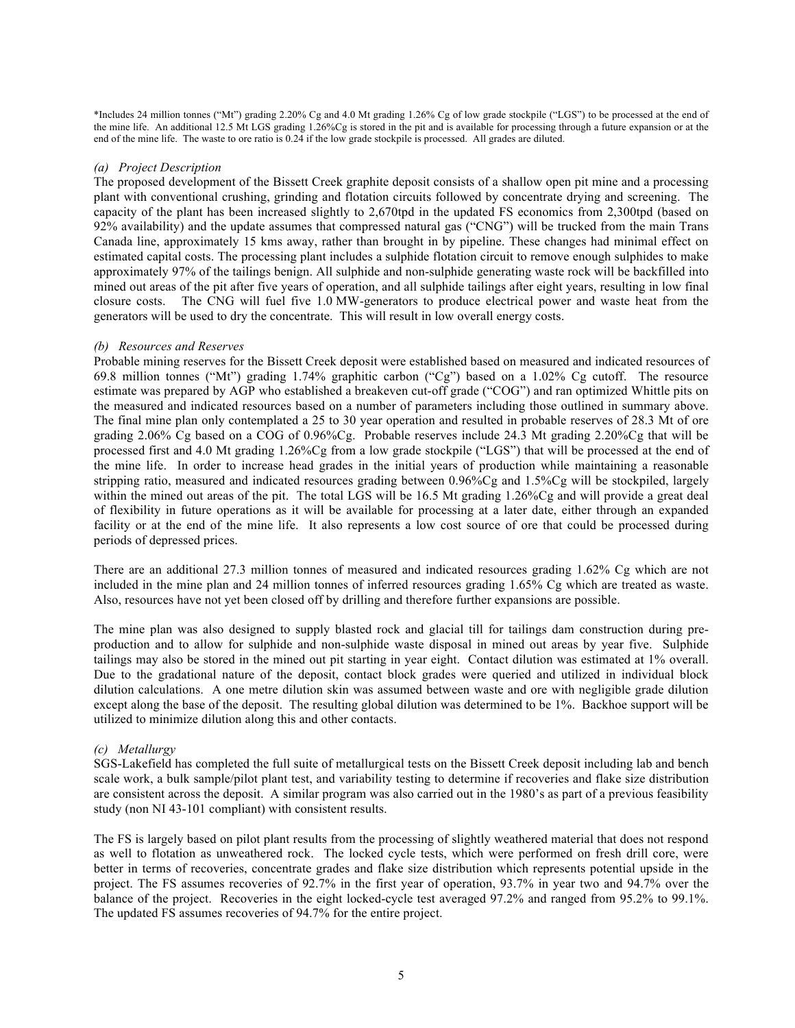*Includes 24 million tonnes ("Mt") grading 2.20% Cg and 4.0 Mt grading 1.26% Cg of low grade stockpile ("LGS") to be processed at the end of the mine life. An additional 12.5 Mt LGS grading 1.26%Cg is stored in the pit and is available for processing through a future expansion or at the end of the mine life. The waste to ore ratio is 0.24 if the low grade stockpile is processed. All grades are diluted.

*(a) Project Description*

The proposed development of the Bissett Creek graphite deposit consists of a shallow open pit mine and a processing plant with conventional crushing, grinding and flotation circuits followed by concentrate drying and screening. The capacity of the plant has been increased slightly to 2,670tpd in the updated FS economics from 2,300tpd (based on 92% availability) and the update assumes that compressed natural gas ("CNG") will be trucked from the main Trans Canada line, approximately 15 kms away, rather than brought in by pipeline. These changes had minimal effect on estimated capital costs. The processing plant includes a sulphide flotation circuit to remove enough sulphides to make approximately 97% of the tailings benign. All sulphide and non-sulphide generating waste rock will be backfilled into mined out areas of the pit after five years of operation, and all sulphide tailings after eight years, resulting in low final closure costs. The CNG will fuel five 1.0 MW-generators to produce electrical power and waste heat from the generators will be used to dry the concentrate. This will result in low overall energy costs.

*(b) Resources and Reserves*

Probable mining reserves for the Bissett Creek deposit were established based on measured and indicated resources of 69.8 million tonnes ("Mt") grading 1.74% graphitic carbon ("Cg") based on a 1.02% Cg cutoff. The resource estimate was prepared by AGP who established a breakeven cut-off grade ("COG") and ran optimized Whittle pits on the measured and indicated resources based on a number of parameters including those outlined in summary above. The final mine plan only contemplated a 25 to 30 year operation and resulted in probable reserves of 28.3 Mt of ore grading 2.06% Cg based on a COG of 0.96%Cg. Probable reserves include 24.3 Mt grading 2.20%Cg that will be processed first and 4.0 Mt grading 1.26%Cg from a low grade stockpile ("LGS") that will be processed at the end of the mine life. In order to increase head grades in the initial years of production while maintaining a reasonable stripping ratio, measured and indicated resources grading between 0.96%Cg and 1.5%Cg will be stockpiled, largely within the mined out areas of the pit. The total LGS will be 16.5 Mt grading 1.26%Cg and will provide a great deal of flexibility in future operations as it will be available for processing at a later date, either through an expanded facility or at the end of the mine life. It also represents a low cost source of ore that could be processed during periods of depressed prices.

There are an additional 27.3 million tonnes of measured and indicated resources grading 1.62% Cg which are not included in the mine plan and 24 million tonnes of inferred resources grading 1.65% Cg which are treated as waste. Also, resources have not yet been closed off by drilling and therefore further expansions are possible.

The mine plan was also designed to supply blasted rock and glacial till for tailings dam construction during pre-production and to allow for sulphide and non-sulphide waste disposal in mined out areas by year five. Sulphide tailings may also be stored in the mined out pit starting in year eight. Contact dilution was estimated at 1% overall. Due to the gradational nature of the deposit, contact block grades were queried and utilized in individual block dilution calculations. A one metre dilution skin was assumed between waste and ore with negligible grade dilution except along the base of the deposit. The resulting global dilution was determined to be 1%. Backhoe support will be utilized to minimize dilution along this and other contacts.

*(c) Metallurgy*

SGS-Lakefield has completed the full suite of metallurgical tests on the Bissett Creek deposit including lab and bench scale work, a bulk sample/pilot plant test, and variability testing to determine if recoveries and flake size distribution are consistent across the deposit. A similar program was also carried out in the 1980's as part of a previous feasibility study (non NI 43-101 compliant) with consistent results.

The FS is largely based on pilot plant results from the processing of slightly weathered material that does not respond as well to flotation as unweathered rock. The locked cycle tests, which were performed on fresh drill core, were better in terms of recoveries, concentrate grades and flake size distribution which represents potential upside in the project. The FS assumes recoveries of 92.7% in the first year of operation, 93.7% in year two and 94.7% over the balance of the project. Recoveries in the eight locked-cycle test averaged 97.2% and ranged from 95.2% to 99.1%. The updated FS assumes recoveries of 94.7% for the entire project.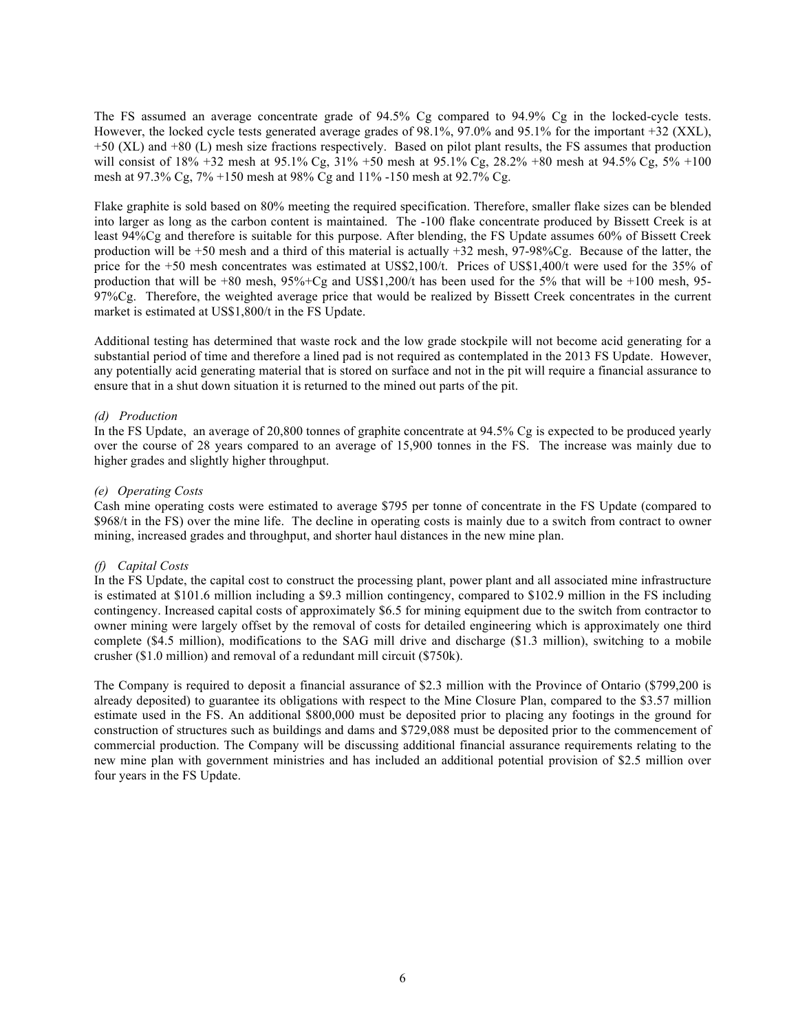The FS assumed an average concentrate grade of 94.5% Cg compared to 94.9% Cg in the locked-cycle tests. However, the locked cycle tests generated average grades of 98.1%, 97.0% and 95.1% for the important +32 (XXL), +50 (XL) and +80 (L) mesh size fractions respectively. Based on pilot plant results, the FS assumes that production will consist of 18% +32 mesh at 95.1% Cg, 31% +50 mesh at 95.1% Cg, 28.2% +80 mesh at 94.5% Cg, 5% +100 mesh at 97.3% Cg, 7% +150 mesh at 98% Cg and 11% -150 mesh at 92.7% Cg.

Flake graphite is sold based on 80% meeting the required specification. Therefore, smaller flake sizes can be blended into larger as long as the carbon content is maintained. The -100 flake concentrate produced by Bissett Creek is at least 94%Cg and therefore is suitable for this purpose. After blending, the FS Update assumes 60% of Bissett Creek production will be +50 mesh and a third of this material is actually +32 mesh, 97-98%Cg. Because of the latter, the price for the +50 mesh concentrates was estimated at US$2,100/t. Prices of US$1,400/t were used for the 35% of production that will be +80 mesh, 95%+Cg and US$1,200/t has been used for the 5% that will be +100 mesh, 95-97%Cg. Therefore, the weighted average price that would be realized by Bissett Creek concentrates in the current market is estimated at US$1,800/t in the FS Update.

Additional testing has determined that waste rock and the low grade stockpile will not become acid generating for a substantial period of time and therefore a lined pad is not required as contemplated in the 2013 FS Update. However, any potentially acid generating material that is stored on surface and not in the pit will require a financial assurance to ensure that in a shut down situation it is returned to the mined out parts of the pit.

*(d) Production*

In the FS Update, an average of 20,800 tonnes of graphite concentrate at 94.5% Cg is expected to be produced yearly over the course of 28 years compared to an average of 15,900 tonnes in the FS. The increase was mainly due to higher grades and slightly higher throughput.

*(e) Operating Costs*

Cash mine operating costs were estimated to average $795 per tonne of concentrate in the FS Update (compared to $968/t in the FS) over the mine life. The decline in operating costs is mainly due to a switch from contract to owner mining, increased grades and throughput, and shorter haul distances in the new mine plan.

*(f) Capital Costs*

In the FS Update, the capital cost to construct the processing plant, power plant and all associated mine infrastructure is estimated at $101.6 million including a $9.3 million contingency, compared to $102.9 million in the FS including contingency. Increased capital costs of approximately $6.5 for mining equipment due to the switch from contractor to owner mining were largely offset by the removal of costs for detailed engineering which is approximately one third complete ($4.5 million), modifications to the SAG mill drive and discharge ($1.3 million), switching to a mobile crusher ($1.0 million) and removal of a redundant mill circuit ($750k).

The Company is required to deposit a financial assurance of $2.3 million with the Province of Ontario ($799,200 is already deposited) to guarantee its obligations with respect to the Mine Closure Plan, compared to the $3.57 million estimate used in the FS. An additional $800,000 must be deposited prior to placing any footings in the ground for construction of structures such as buildings and dams and $729,088 must be deposited prior to the commencement of commercial production. The Company will be discussing additional financial assurance requirements relating to the new mine plan with government ministries and has included an additional potential provision of $2.5 million over four years in the FS Update.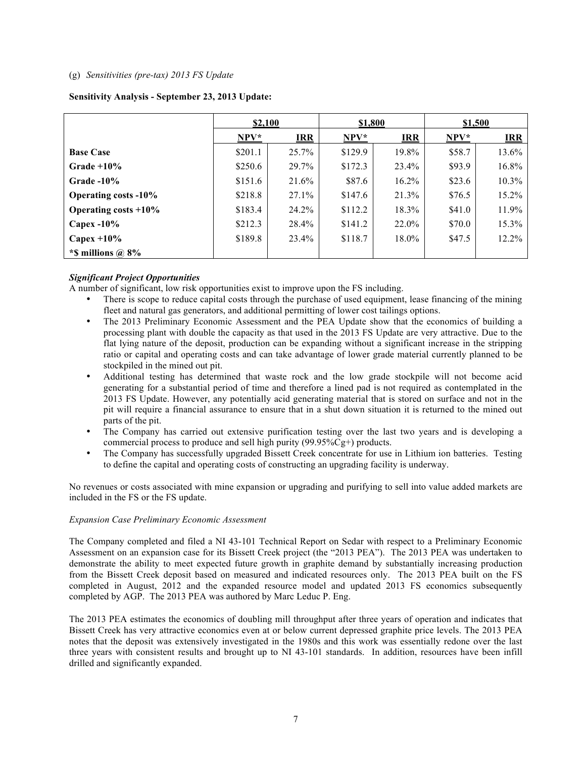(g) *Sensitivities (pre-tax) 2013 FS Update*

**Sensitivity Analysis - September 23, 2013 Update:**

| | $2,100 | | $1,800 | | $1,500 | |
|---|---|---|---|---|---|---|
| | NPV* | IRR | NPV* | IRR | NPV* | IRR |
| **Base Case** | $201.1 | 25.7% | $129.9 | 19.8% | $58.7 | 13.6% |
| **Grade +10%** | $250.6 | 29.7% | $172.3 | 23.4% | $93.9 | 16.8% |
| **Grade -10%** | $151.6 | 21.6% | $87.6 | 16.2% | $23.6 | 10.3% |
| **Operating costs -10%** | $218.8 | 27.1% | $147.6 | 21.3% | $76.5 | 15.2% |
| **Operating costs +10%** | $183.4 | 24.2% | $112.2 | 18.3% | $41.0 | 11.9% |
| **Capex -10%** | $212.3 | 28.4% | $141.2 | 22.0% | $70.0 | 15.3% |
| **Capex +10%** | $189.8 | 23.4% | $118.7 | 18.0% | $47.5 | 12.2% |
| ***$ millions @ 8%** | | | | | | |

***Significant Project Opportunities***

A number of significant, low risk opportunities exist to improve upon the FS including.

- There is scope to reduce capital costs through the purchase of used equipment, lease financing of the mining fleet and natural gas generators, and additional permitting of lower cost tailings options.
- The 2013 Preliminary Economic Assessment and the PEA Update show that the economics of building a processing plant with double the capacity as that used in the 2013 FS Update are very attractive. Due to the flat lying nature of the deposit, production can be expanding without a significant increase in the stripping ratio or capital and operating costs and can take advantage of lower grade material currently planned to be stockpiled in the mined out pit.
- Additional testing has determined that waste rock and the low grade stockpile will not become acid generating for a substantial period of time and therefore a lined pad is not required as contemplated in the 2013 FS Update. However, any potentially acid generating material that is stored on surface and not in the pit will require a financial assurance to ensure that in a shut down situation it is returned to the mined out parts of the pit.
- The Company has carried out extensive purification testing over the last two years and is developing a commercial process to produce and sell high purity (99.95%Cg+) products.
- The Company has successfully upgraded Bissett Creek concentrate for use in Lithium ion batteries. Testing to define the capital and operating costs of constructing an upgrading facility is underway.

No revenues or costs associated with mine expansion or upgrading and purifying to sell into value added markets are included in the FS or the FS update.

*Expansion Case Preliminary Economic Assessment*

The Company completed and filed a NI 43-101 Technical Report on Sedar with respect to a Preliminary Economic Assessment on an expansion case for its Bissett Creek project (the "2013 PEA"). The 2013 PEA was undertaken to demonstrate the ability to meet expected future growth in graphite demand by substantially increasing production from the Bissett Creek deposit based on measured and indicated resources only. The 2013 PEA built on the FS completed in August, 2012 and the expanded resource model and updated 2013 FS economics subsequently completed by AGP. The 2013 PEA was authored by Marc Leduc P. Eng.

The 2013 PEA estimates the economics of doubling mill throughput after three years of operation and indicates that Bissett Creek has very attractive economics even at or below current depressed graphite price levels. The 2013 PEA notes that the deposit was extensively investigated in the 1980s and this work was essentially redone over the last three years with consistent results and brought up to NI 43-101 standards. In addition, resources have been infill drilled and significantly expanded.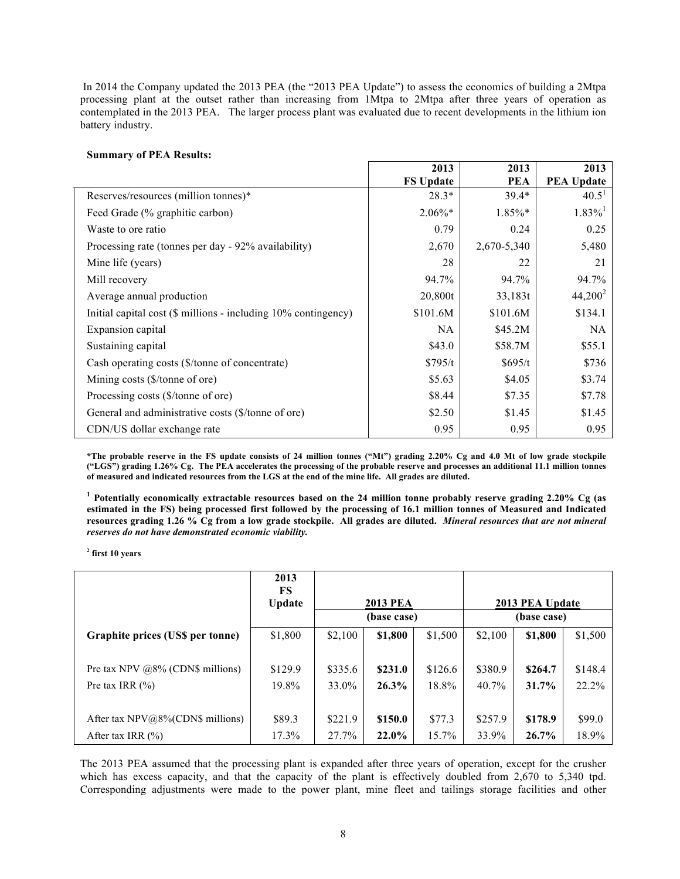In 2014 the Company updated the 2013 PEA (the "2013 PEA Update") to assess the economics of building a 2Mtpa processing plant at the outset rather than increasing from 1Mtpa to 2Mtpa after three years of operation as contemplated in the 2013 PEA. The larger process plant was evaluated due to recent developments in the lithium ion battery industry.

**Summary of PEA Results:**

| | **2013 FS Update** | **2013 PEA** | **2013 PEA Update** |
|---|---|---|---|
| Reserves/resources (million tonnes)* | 28.3* | 39.4* | 40.5[1] |
| Feed Grade (% graphitic carbon) | 2.06%* | 1.85%* | 1.83%[1] |
| Waste to ore ratio | 0.79 | 0.24 | 0.25 |
| Processing rate (tonnes per day - 92% availability) | 2,670 | 2,670-5,340 | 5,480 |
| Mine life (years) | 28 | 22 | 21 |
| Mill recovery | 94.7% | 94.7% | 94.7% |
| Average annual production | 20,800t | 33,183t | 44,200[2] |
| Initial capital cost ($ millions - including 10% contingency) | $101.6M | $101.6M | $134.1 |
| Expansion capital | NA | $45.2M | NA |
| Sustaining capital | $43.0 | $58.7M | $55.1 |
| Cash operating costs ($/tonne of concentrate) | $795/t | $695/t | $736 |
| Mining costs ($/tonne of ore) | $5.63 | $4.05 | $3.74 |
| Processing costs ($/tonne of ore) | $8.44 | $7.35 | $7.78 |
| General and administrative costs ($/tonne of ore) | $2.50 | $1.45 | $1.45 |
| CDN/US dollar exchange rate | 0.95 | 0.95 | 0.95 |

**\*The probable reserve in the FS update consists of 24 million tonnes ("Mt") grading 2.20% Cg and 4.0 Mt of low grade stockpile ("LGS") grading 1.26% Cg. The PEA accelerates the processing of the probable reserve and processes an additional 11.1 million tonnes of measured and indicated resources from the LGS at the end of the mine life. All grades are diluted.**

**[1] Potentially economically extractable resources based on the 24 million tonne probably reserve grading 2.20% Cg (as estimated in the FS) being processed first followed by the processing of 16.1 million tonnes of Measured and Indicated resources grading 1.26 % Cg from a low grade stockpile. All grades are diluted.** ***Mineral resources that are not mineral reserves do not have demonstrated economic viability.***

**[2] first 10 years**

| | **2013 FS Update** | **2013 PEA (base case)** | | | **2013 PEA Update (base case)** | | |
|---|---|---|---|---|---|---|---|
| **Graphite prices (US$ per tonne)** | $1,800 | $2,100 | **$1,800** | $1,500 | $2,100 | **$1,800** | $1,500 |
| Pre tax NPV @8% (CDN$ millions) | $129.9 | $335.6 | **$231.0** | $126.6 | $380.9 | **$264.7** | $148.4 |
| Pre tax IRR (%) | 19.8% | 33.0% | **26.3%** | 18.8% | 40.7% | **31.7%** | 22.2% |
| After tax NPV@8%(CDN$ millions) | $89.3 | $221.9 | **$150.0** | $77.3 | $257.9 | **$178.9** | $99.0 |
| After tax IRR (%) | 17.3% | 27.7% | **22.0%** | 15.7% | 33.9% | **26.7%** | 18.9% |

The 2013 PEA assumed that the processing plant is expanded after three years of operation, except for the crusher which has excess capacity, and that the capacity of the plant is effectively doubled from 2,670 to 5,340 tpd. Corresponding adjustments were made to the power plant, mine fleet and tailings storage facilities and other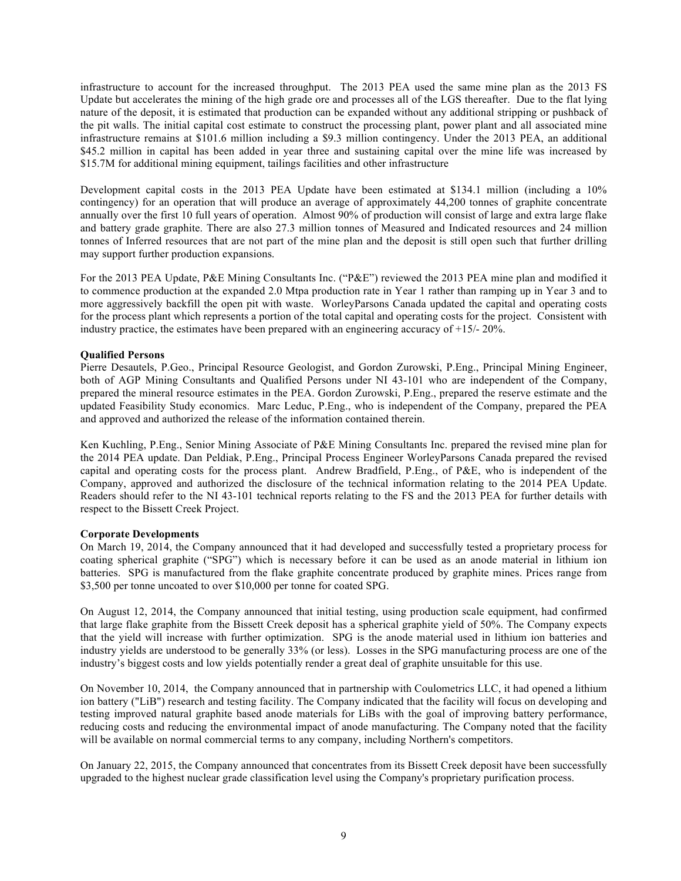infrastructure to account for the increased throughput. The 2013 PEA used the same mine plan as the 2013 FS Update but accelerates the mining of the high grade ore and processes all of the LGS thereafter. Due to the flat lying nature of the deposit, it is estimated that production can be expanded without any additional stripping or pushback of the pit walls. The initial capital cost estimate to construct the processing plant, power plant and all associated mine infrastructure remains at $101.6 million including a $9.3 million contingency. Under the 2013 PEA, an additional $45.2 million in capital has been added in year three and sustaining capital over the mine life was increased by $15.7M for additional mining equipment, tailings facilities and other infrastructure

Development capital costs in the 2013 PEA Update have been estimated at $134.1 million (including a 10% contingency) for an operation that will produce an average of approximately 44,200 tonnes of graphite concentrate annually over the first 10 full years of operation. Almost 90% of production will consist of large and extra large flake and battery grade graphite. There are also 27.3 million tonnes of Measured and Indicated resources and 24 million tonnes of Inferred resources that are not part of the mine plan and the deposit is still open such that further drilling may support further production expansions.

For the 2013 PEA Update, P&E Mining Consultants Inc. ("P&E") reviewed the 2013 PEA mine plan and modified it to commence production at the expanded 2.0 Mtpa production rate in Year 1 rather than ramping up in Year 3 and to more aggressively backfill the open pit with waste. WorleyParsons Canada updated the capital and operating costs for the process plant which represents a portion of the total capital and operating costs for the project. Consistent with industry practice, the estimates have been prepared with an engineering accuracy of +15/- 20%.

**Qualified Persons**

Pierre Desautels, P.Geo., Principal Resource Geologist, and Gordon Zurowski, P.Eng., Principal Mining Engineer, both of AGP Mining Consultants and Qualified Persons under NI 43-101 who are independent of the Company, prepared the mineral resource estimates in the PEA. Gordon Zurowski, P.Eng., prepared the reserve estimate and the updated Feasibility Study economics. Marc Leduc, P.Eng., who is independent of the Company, prepared the PEA and approved and authorized the release of the information contained therein.

Ken Kuchling, P.Eng., Senior Mining Associate of P&E Mining Consultants Inc. prepared the revised mine plan for the 2014 PEA update. Dan Peldiak, P.Eng., Principal Process Engineer WorleyParsons Canada prepared the revised capital and operating costs for the process plant. Andrew Bradfield, P.Eng., of P&E, who is independent of the Company, approved and authorized the disclosure of the technical information relating to the 2014 PEA Update. Readers should refer to the NI 43-101 technical reports relating to the FS and the 2013 PEA for further details with respect to the Bissett Creek Project.

**Corporate Developments**

On March 19, 2014, the Company announced that it had developed and successfully tested a proprietary process for coating spherical graphite ("SPG") which is necessary before it can be used as an anode material in lithium ion batteries. SPG is manufactured from the flake graphite concentrate produced by graphite mines. Prices range from $3,500 per tonne uncoated to over $10,000 per tonne for coated SPG.

On August 12, 2014, the Company announced that initial testing, using production scale equipment, had confirmed that large flake graphite from the Bissett Creek deposit has a spherical graphite yield of 50%. The Company expects that the yield will increase with further optimization. SPG is the anode material used in lithium ion batteries and industry yields are understood to be generally 33% (or less). Losses in the SPG manufacturing process are one of the industry's biggest costs and low yields potentially render a great deal of graphite unsuitable for this use.

On November 10, 2014, the Company announced that in partnership with Coulometrics LLC, it had opened a lithium ion battery ("LiB") research and testing facility. The Company indicated that the facility will focus on developing and testing improved natural graphite based anode materials for LiBs with the goal of improving battery performance, reducing costs and reducing the environmental impact of anode manufacturing. The Company noted that the facility will be available on normal commercial terms to any company, including Northern's competitors.

On January 22, 2015, the Company announced that concentrates from its Bissett Creek deposit have been successfully upgraded to the highest nuclear grade classification level using the Company's proprietary purification process.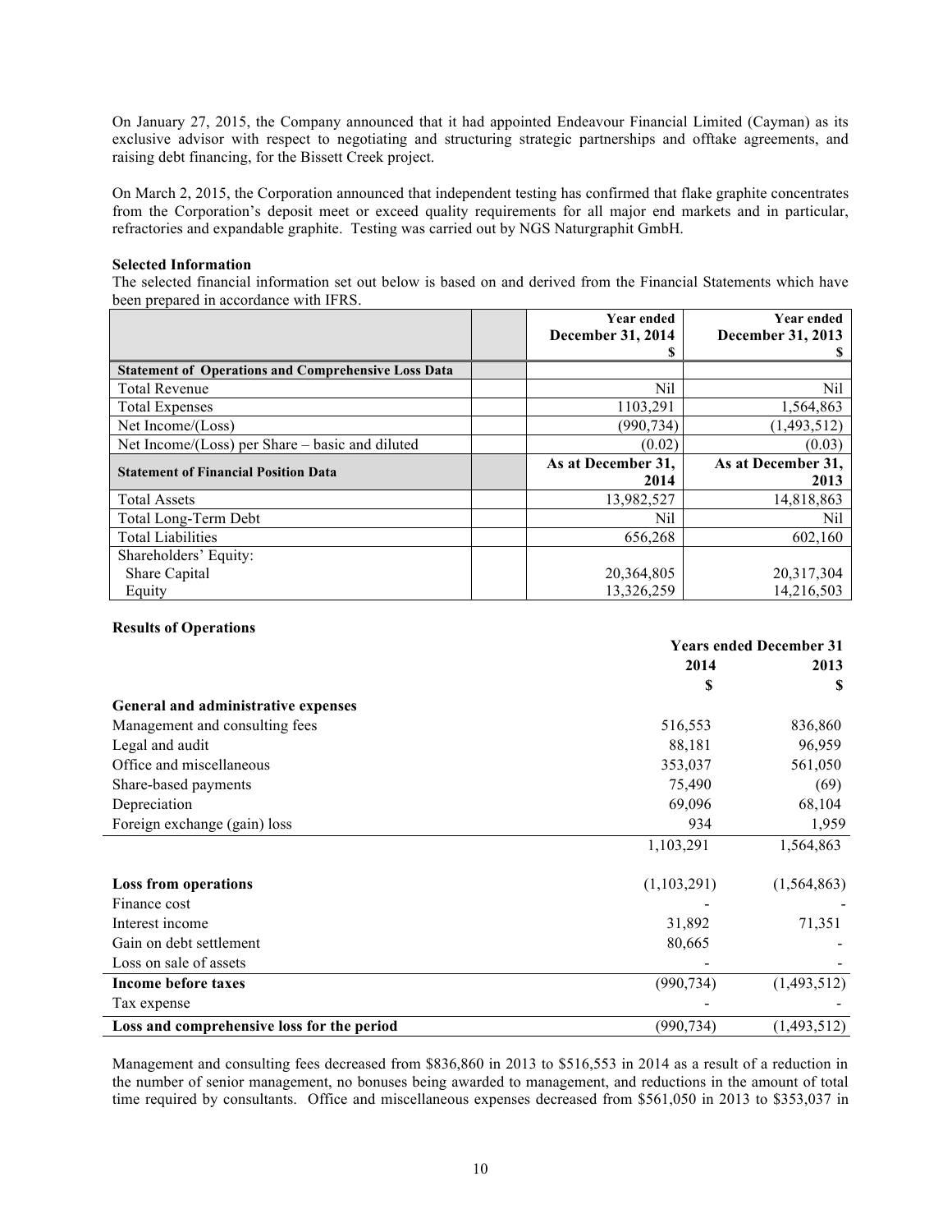On January 27, 2015, the Company announced that it had appointed Endeavour Financial Limited (Cayman) as its exclusive advisor with respect to negotiating and structuring strategic partnerships and offtake agreements, and raising debt financing, for the Bissett Creek project.

On March 2, 2015, the Corporation announced that independent testing has confirmed that flake graphite concentrates from the Corporation's deposit meet or exceed quality requirements for all major end markets and in particular, refractories and expandable graphite. Testing was carried out by NGS Naturgraphit GmbH.

**Selected Information**

The selected financial information set out below is based on and derived from the Financial Statements which have been prepared in accordance with IFRS.

| | | Year ended December 31, 2014 $ | Year ended December 31, 2013 $ |
|---|---|---|---|
| **Statement of Operations and Comprehensive Loss Data** | | | |
| Total Revenue | | Nil | Nil |
| Total Expenses | | 1103,291 | 1,564,863 |
| Net Income/(Loss) | | (990,734) | (1,493,512) |
| Net Income/(Loss) per Share – basic and diluted | | (0.02) | (0.03) |
| **Statement of Financial Position Data** | | **As at December 31, 2014** | **As at December 31, 2013** |
| Total Assets | | 13,982,527 | 14,818,863 |
| Total Long-Term Debt | | Nil | Nil |
| Total Liabilities | | 656,268 | 602,160 |
| Shareholders' Equity: | | | |
| Share Capital | | 20,364,805 | 20,317,304 |
| Equity | | 13,326,259 | 14,216,503 |

**Results of Operations**

| | Years ended December 31 2014 $ | 2013 $ |
|---|---|---|
| **General and administrative expenses** | | |
| Management and consulting fees | 516,553 | 836,860 |
| Legal and audit | 88,181 | 96,959 |
| Office and miscellaneous | 353,037 | 561,050 |
| Share-based payments | 75,490 | (69) |
| Depreciation | 69,096 | 68,104 |
| Foreign exchange (gain) loss | 934 | 1,959 |
| | 1,103,291 | 1,564,863 |
| **Loss from operations** | (1,103,291) | (1,564,863) |
| Finance cost | - | - |
| Interest income | 31,892 | 71,351 |
| Gain on debt settlement | 80,665 | - |
| Loss on sale of assets | - | - |
| **Income before taxes** | (990,734) | (1,493,512) |
| Tax expense | - | - |
| **Loss and comprehensive loss for the period** | (990,734) | (1,493,512) |

Management and consulting fees decreased from $836,860 in 2013 to $516,553 in 2014 as a result of a reduction in the number of senior management, no bonuses being awarded to management, and reductions in the amount of total time required by consultants. Office and miscellaneous expenses decreased from $561,050 in 2013 to $353,037 in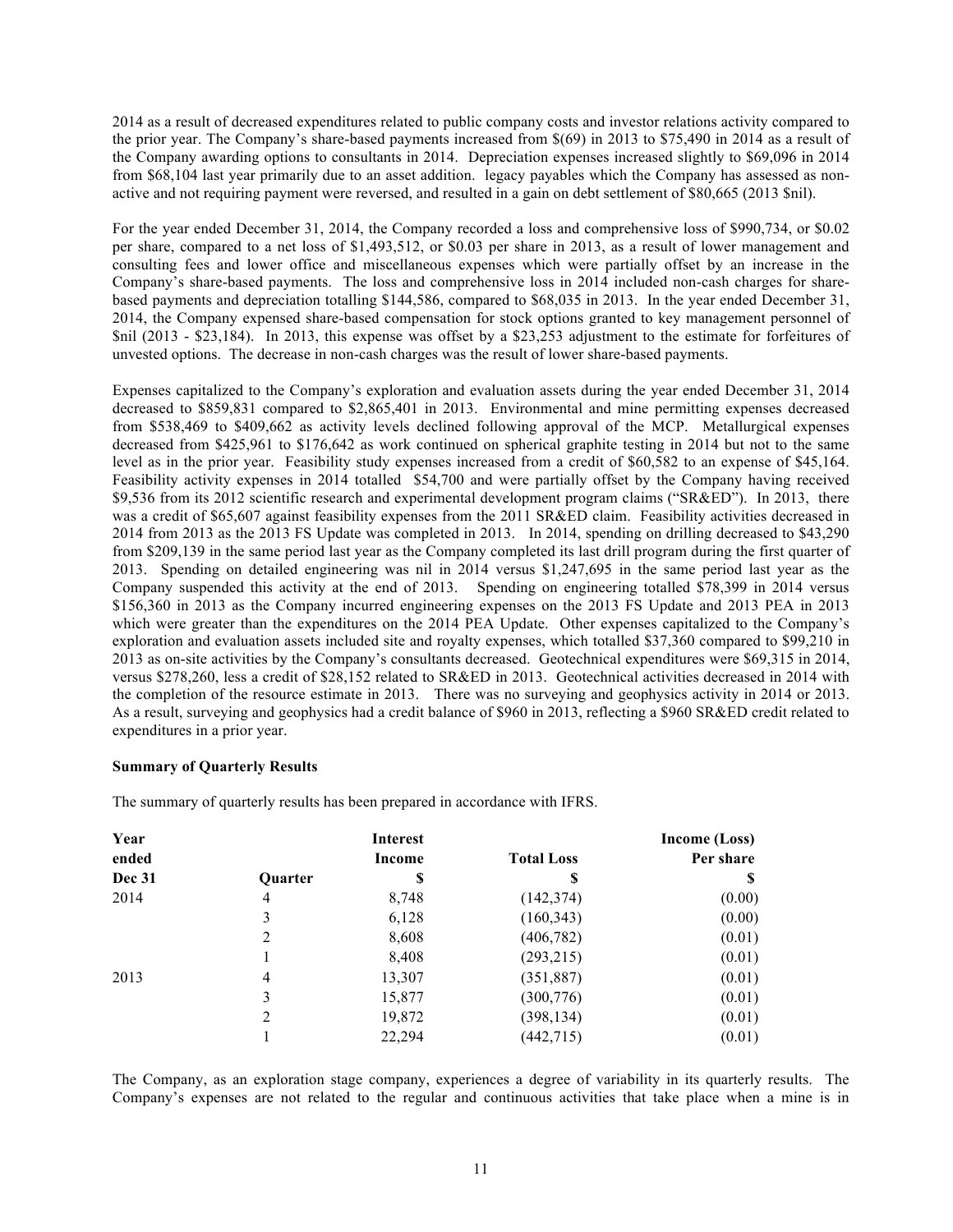2014 as a result of decreased expenditures related to public company costs and investor relations activity compared to the prior year. The Company's share-based payments increased from $(69) in 2013 to $75,490 in 2014 as a result of the Company awarding options to consultants in 2014. Depreciation expenses increased slightly to $69,096 in 2014 from $68,104 last year primarily due to an asset addition. legacy payables which the Company has assessed as non-active and not requiring payment were reversed, and resulted in a gain on debt settlement of $80,665 (2013 $nil).

For the year ended December 31, 2014, the Company recorded a loss and comprehensive loss of $990,734, or $0.02 per share, compared to a net loss of $1,493,512, or $0.03 per share in 2013, as a result of lower management and consulting fees and lower office and miscellaneous expenses which were partially offset by an increase in the Company's share-based payments. The loss and comprehensive loss in 2014 included non-cash charges for share-based payments and depreciation totalling $144,586, compared to $68,035 in 2013. In the year ended December 31, 2014, the Company expensed share-based compensation for stock options granted to key management personnel of $nil (2013 - $23,184). In 2013, this expense was offset by a $23,253 adjustment to the estimate for forfeitures of unvested options. The decrease in non-cash charges was the result of lower share-based payments.

Expenses capitalized to the Company's exploration and evaluation assets during the year ended December 31, 2014 decreased to $859,831 compared to $2,865,401 in 2013. Environmental and mine permitting expenses decreased from $538,469 to $409,662 as activity levels declined following approval of the MCP. Metallurgical expenses decreased from $425,961 to $176,642 as work continued on spherical graphite testing in 2014 but not to the same level as in the prior year. Feasibility study expenses increased from a credit of $60,582 to an expense of $45,164. Feasibility activity expenses in 2014 totalled $54,700 and were partially offset by the Company having received $9,536 from its 2012 scientific research and experimental development program claims ("SR&ED"). In 2013, there was a credit of $65,607 against feasibility expenses from the 2011 SR&ED claim. Feasibility activities decreased in 2014 from 2013 as the 2013 FS Update was completed in 2013. In 2014, spending on drilling decreased to $43,290 from $209,139 in the same period last year as the Company completed its last drill program during the first quarter of 2013. Spending on detailed engineering was nil in 2014 versus $1,247,695 in the same period last year as the Company suspended this activity at the end of 2013. Spending on engineering totalled $78,399 in 2014 versus $156,360 in 2013 as the Company incurred engineering expenses on the 2013 FS Update and 2013 PEA in 2013 which were greater than the expenditures on the 2014 PEA Update. Other expenses capitalized to the Company's exploration and evaluation assets included site and royalty expenses, which totalled $37,360 compared to $99,210 in 2013 as on-site activities by the Company's consultants decreased. Geotechnical expenditures were $69,315 in 2014, versus $278,260, less a credit of $28,152 related to SR&ED in 2013. Geotechnical activities decreased in 2014 with the completion of the resource estimate in 2013. There was no surveying and geophysics activity in 2014 or 2013. As a result, surveying and geophysics had a credit balance of $960 in 2013, reflecting a $960 SR&ED credit related to expenditures in a prior year.

**Summary of Quarterly Results**

The summary of quarterly results has been prepared in accordance with IFRS.

| Year ended Dec 31 | Quarter | Interest Income $ | Total Loss $ | Income (Loss) Per share $ |
|---|---|---|---|---|
| 2014 | 4 | 8,748 | (142,374) | (0.00) |
| | 3 | 6,128 | (160,343) | (0.00) |
| | 2 | 8,608 | (406,782) | (0.01) |
| | 1 | 8,408 | (293,215) | (0.01) |
| 2013 | 4 | 13,307 | (351,887) | (0.01) |
| | 3 | 15,877 | (300,776) | (0.01) |
| | 2 | 19,872 | (398,134) | (0.01) |
| | 1 | 22,294 | (442,715) | (0.01) |

The Company, as an exploration stage company, experiences a degree of variability in its quarterly results. The Company's expenses are not related to the regular and continuous activities that take place when a mine is in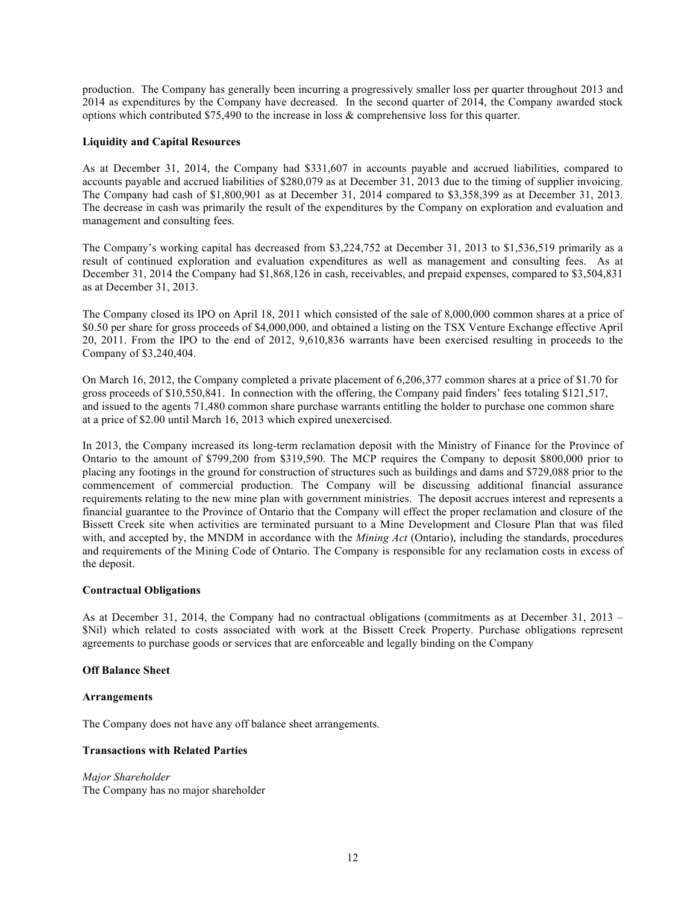production. The Company has generally been incurring a progressively smaller loss per quarter throughout 2013 and 2014 as expenditures by the Company have decreased. In the second quarter of 2014, the Company awarded stock options which contributed $75,490 to the increase in loss & comprehensive loss for this quarter.

**Liquidity and Capital Resources**

As at December 31, 2014, the Company had $331,607 in accounts payable and accrued liabilities, compared to accounts payable and accrued liabilities of $280,079 as at December 31, 2013 due to the timing of supplier invoicing. The Company had cash of $1,800,901 as at December 31, 2014 compared to $3,358,399 as at December 31, 2013. The decrease in cash was primarily the result of the expenditures by the Company on exploration and evaluation and management and consulting fees.

The Company's working capital has decreased from $3,224,752 at December 31, 2013 to $1,536,519 primarily as a result of continued exploration and evaluation expenditures as well as management and consulting fees. As at December 31, 2014 the Company had $1,868,126 in cash, receivables, and prepaid expenses, compared to $3,504,831 as at December 31, 2013.

The Company closed its IPO on April 18, 2011 which consisted of the sale of 8,000,000 common shares at a price of $0.50 per share for gross proceeds of $4,000,000, and obtained a listing on the TSX Venture Exchange effective April 20, 2011. From the IPO to the end of 2012, 9,610,836 warrants have been exercised resulting in proceeds to the Company of $3,240,404.

On March 16, 2012, the Company completed a private placement of 6,206,377 common shares at a price of $1.70 for gross proceeds of $10,550,841. In connection with the offering, the Company paid finders' fees totaling $121,517, and issued to the agents 71,480 common share purchase warrants entitling the holder to purchase one common share at a price of $2.00 until March 16, 2013 which expired unexercised.

In 2013, the Company increased its long-term reclamation deposit with the Ministry of Finance for the Province of Ontario to the amount of $799,200 from $319,590. The MCP requires the Company to deposit $800,000 prior to placing any footings in the ground for construction of structures such as buildings and dams and $729,088 prior to the commencement of commercial production. The Company will be discussing additional financial assurance requirements relating to the new mine plan with government ministries. The deposit accrues interest and represents a financial guarantee to the Province of Ontario that the Company will effect the proper reclamation and closure of the Bissett Creek site when activities are terminated pursuant to a Mine Development and Closure Plan that was filed with, and accepted by, the MNDM in accordance with the *Mining Act* (Ontario), including the standards, procedures and requirements of the Mining Code of Ontario. The Company is responsible for any reclamation costs in excess of the deposit.

**Contractual Obligations**

As at December 31, 2014, the Company had no contractual obligations (commitments as at December 31, 2013 – $Nil) which related to costs associated with work at the Bissett Creek Property. Purchase obligations represent agreements to purchase goods or services that are enforceable and legally binding on the Company

**Off Balance Sheet**

**Arrangements**

The Company does not have any off balance sheet arrangements.

**Transactions with Related Parties**

*Major Shareholder*
The Company has no major shareholder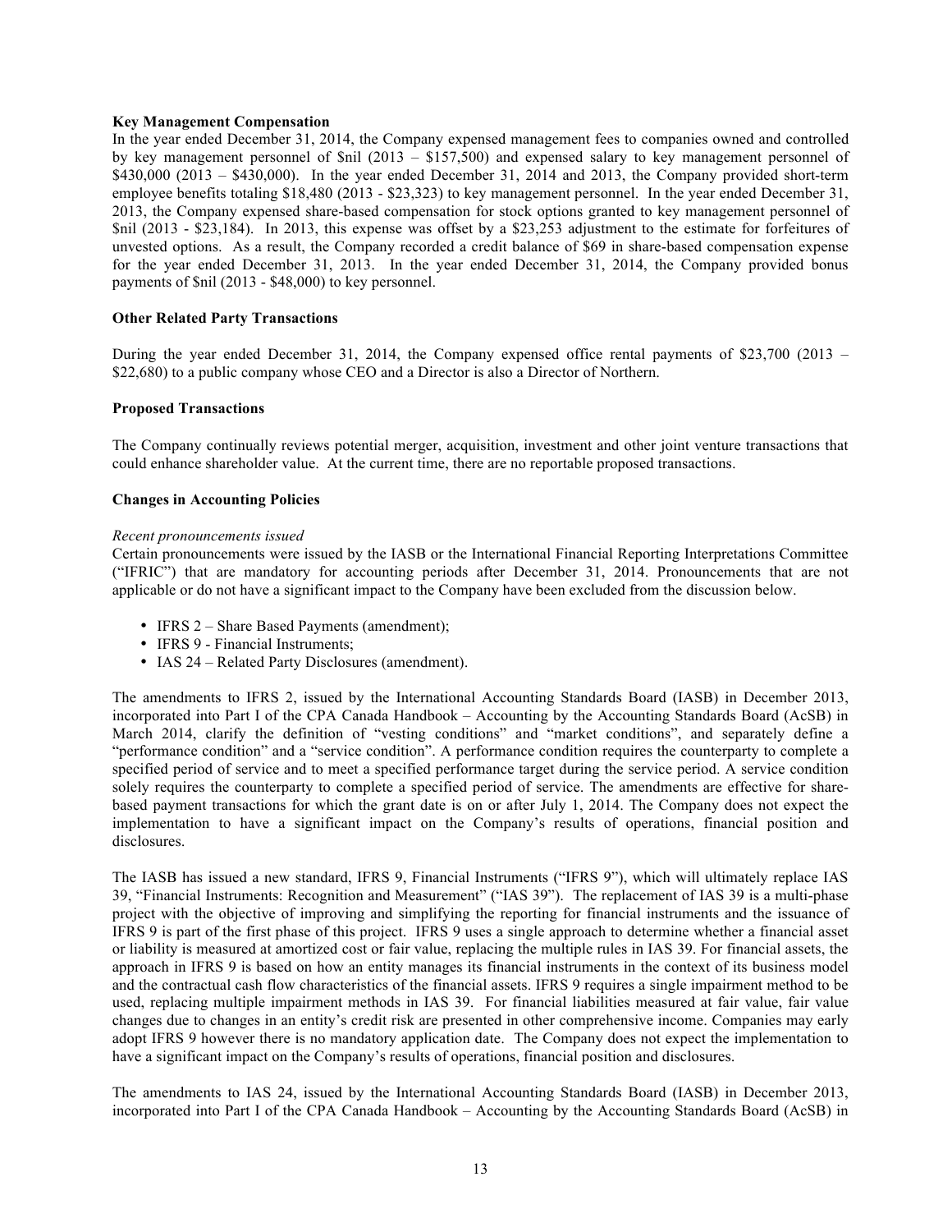**Key Management Compensation**

In the year ended December 31, 2014, the Company expensed management fees to companies owned and controlled by key management personnel of $nil (2013 – $157,500) and expensed salary to key management personnel of $430,000 (2013 – $430,000). In the year ended December 31, 2014 and 2013, the Company provided short-term employee benefits totaling $18,480 (2013 - $23,323) to key management personnel. In the year ended December 31, 2013, the Company expensed share-based compensation for stock options granted to key management personnel of $nil (2013 - $23,184). In 2013, this expense was offset by a $23,253 adjustment to the estimate for forfeitures of unvested options. As a result, the Company recorded a credit balance of $69 in share-based compensation expense for the year ended December 31, 2013. In the year ended December 31, 2014, the Company provided bonus payments of $nil (2013 - $48,000) to key personnel.

**Other Related Party Transactions**

During the year ended December 31, 2014, the Company expensed office rental payments of $23,700 (2013 – $22,680) to a public company whose CEO and a Director is also a Director of Northern.

**Proposed Transactions**

The Company continually reviews potential merger, acquisition, investment and other joint venture transactions that could enhance shareholder value. At the current time, there are no reportable proposed transactions.

**Changes in Accounting Policies**

*Recent pronouncements issued*

Certain pronouncements were issued by the IASB or the International Financial Reporting Interpretations Committee ("IFRIC") that are mandatory for accounting periods after December 31, 2014. Pronouncements that are not applicable or do not have a significant impact to the Company have been excluded from the discussion below.

- IFRS 2 – Share Based Payments (amendment);
- IFRS 9 - Financial Instruments;
- IAS 24 – Related Party Disclosures (amendment).

The amendments to IFRS 2, issued by the International Accounting Standards Board (IASB) in December 2013, incorporated into Part I of the CPA Canada Handbook – Accounting by the Accounting Standards Board (AcSB) in March 2014, clarify the definition of "vesting conditions" and "market conditions", and separately define a "performance condition" and a "service condition". A performance condition requires the counterparty to complete a specified period of service and to meet a specified performance target during the service period. A service condition solely requires the counterparty to complete a specified period of service. The amendments are effective for share-based payment transactions for which the grant date is on or after July 1, 2014. The Company does not expect the implementation to have a significant impact on the Company's results of operations, financial position and disclosures.

The IASB has issued a new standard, IFRS 9, Financial Instruments ("IFRS 9"), which will ultimately replace IAS 39, "Financial Instruments: Recognition and Measurement" ("IAS 39"). The replacement of IAS 39 is a multi-phase project with the objective of improving and simplifying the reporting for financial instruments and the issuance of IFRS 9 is part of the first phase of this project. IFRS 9 uses a single approach to determine whether a financial asset or liability is measured at amortized cost or fair value, replacing the multiple rules in IAS 39. For financial assets, the approach in IFRS 9 is based on how an entity manages its financial instruments in the context of its business model and the contractual cash flow characteristics of the financial assets. IFRS 9 requires a single impairment method to be used, replacing multiple impairment methods in IAS 39. For financial liabilities measured at fair value, fair value changes due to changes in an entity's credit risk are presented in other comprehensive income. Companies may early adopt IFRS 9 however there is no mandatory application date. The Company does not expect the implementation to have a significant impact on the Company's results of operations, financial position and disclosures.

The amendments to IAS 24, issued by the International Accounting Standards Board (IASB) in December 2013, incorporated into Part I of the CPA Canada Handbook – Accounting by the Accounting Standards Board (AcSB) in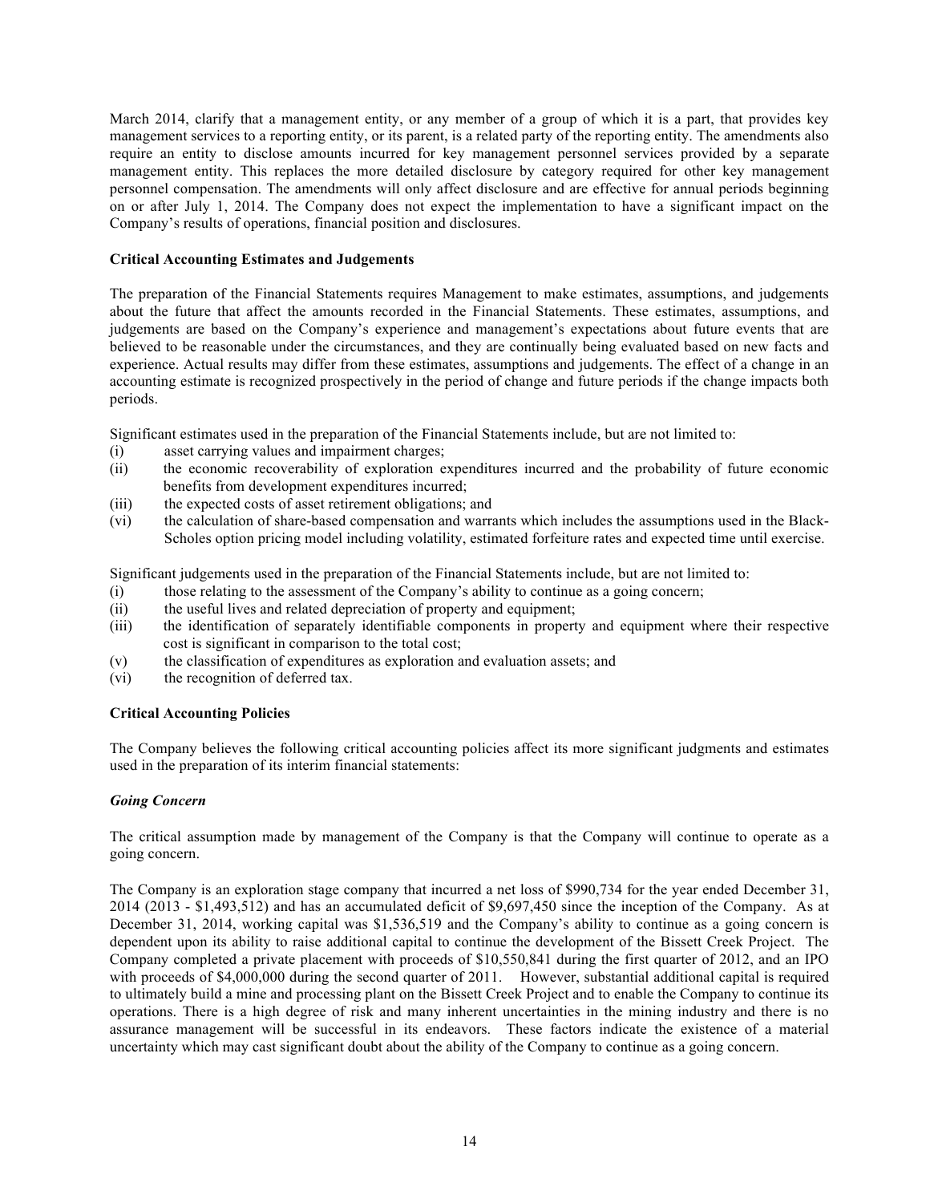March 2014, clarify that a management entity, or any member of a group of which it is a part, that provides key management services to a reporting entity, or its parent, is a related party of the reporting entity. The amendments also require an entity to disclose amounts incurred for key management personnel services provided by a separate management entity. This replaces the more detailed disclosure by category required for other key management personnel compensation. The amendments will only affect disclosure and are effective for annual periods beginning on or after July 1, 2014. The Company does not expect the implementation to have a significant impact on the Company's results of operations, financial position and disclosures.

**Critical Accounting Estimates and Judgements**

The preparation of the Financial Statements requires Management to make estimates, assumptions, and judgements about the future that affect the amounts recorded in the Financial Statements. These estimates, assumptions, and judgements are based on the Company's experience and management's expectations about future events that are believed to be reasonable under the circumstances, and they are continually being evaluated based on new facts and experience. Actual results may differ from these estimates, assumptions and judgements. The effect of a change in an accounting estimate is recognized prospectively in the period of change and future periods if the change impacts both periods.

Significant estimates used in the preparation of the Financial Statements include, but are not limited to:

(i) asset carrying values and impairment charges;
(ii) the economic recoverability of exploration expenditures incurred and the probability of future economic benefits from development expenditures incurred;
(iii) the expected costs of asset retirement obligations; and
(vi) the calculation of share-based compensation and warrants which includes the assumptions used in the Black-Scholes option pricing model including volatility, estimated forfeiture rates and expected time until exercise.

Significant judgements used in the preparation of the Financial Statements include, but are not limited to:

(i) those relating to the assessment of the Company's ability to continue as a going concern;
(ii) the useful lives and related depreciation of property and equipment;
(iii) the identification of separately identifiable components in property and equipment where their respective cost is significant in comparison to the total cost;
(v) the classification of expenditures as exploration and evaluation assets; and
(vi) the recognition of deferred tax.

**Critical Accounting Policies**

The Company believes the following critical accounting policies affect its more significant judgments and estimates used in the preparation of its interim financial statements:

***Going Concern***

The critical assumption made by management of the Company is that the Company will continue to operate as a going concern.

The Company is an exploration stage company that incurred a net loss of $990,734 for the year ended December 31, 2014 (2013 - $1,493,512) and has an accumulated deficit of $9,697,450 since the inception of the Company. As at December 31, 2014, working capital was $1,536,519 and the Company's ability to continue as a going concern is dependent upon its ability to raise additional capital to continue the development of the Bissett Creek Project. The Company completed a private placement with proceeds of $10,550,841 during the first quarter of 2012, and an IPO with proceeds of $4,000,000 during the second quarter of 2011. However, substantial additional capital is required to ultimately build a mine and processing plant on the Bissett Creek Project and to enable the Company to continue its operations. There is a high degree of risk and many inherent uncertainties in the mining industry and there is no assurance management will be successful in its endeavors. These factors indicate the existence of a material uncertainty which may cast significant doubt about the ability of the Company to continue as a going concern.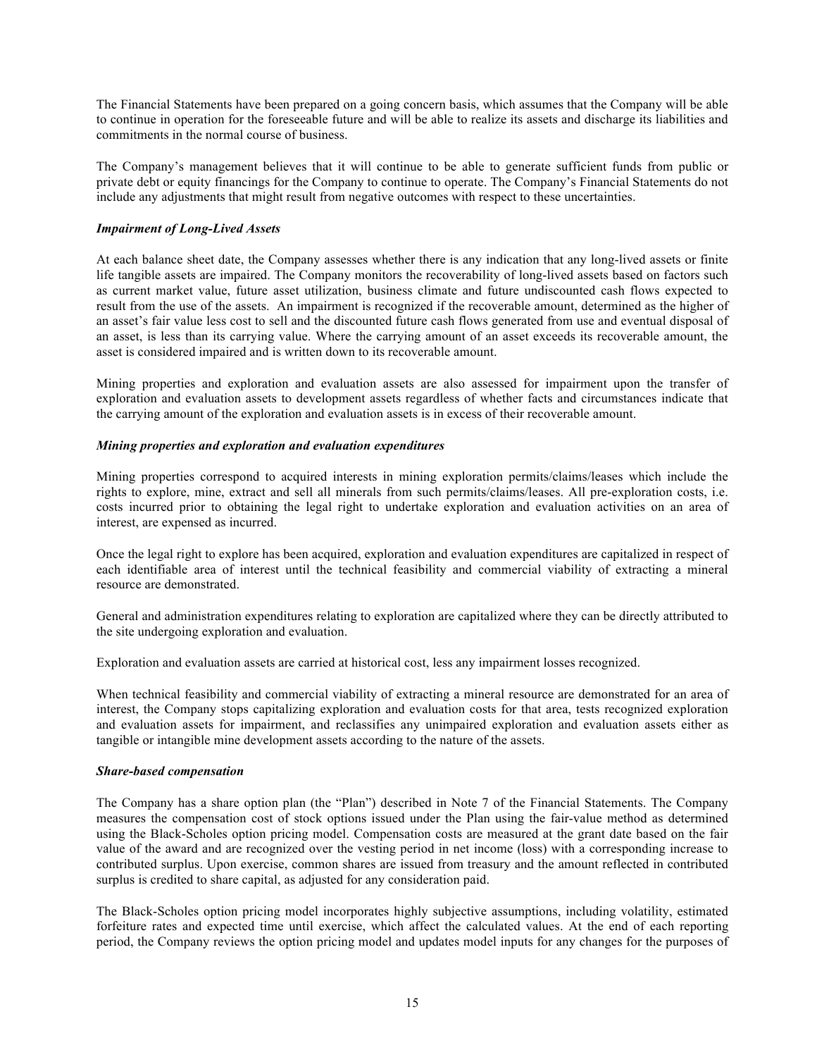The Financial Statements have been prepared on a going concern basis, which assumes that the Company will be able to continue in operation for the foreseeable future and will be able to realize its assets and discharge its liabilities and commitments in the normal course of business.

The Company's management believes that it will continue to be able to generate sufficient funds from public or private debt or equity financings for the Company to continue to operate. The Company's Financial Statements do not include any adjustments that might result from negative outcomes with respect to these uncertainties.

***Impairment of Long-Lived Assets***

At each balance sheet date, the Company assesses whether there is any indication that any long-lived assets or finite life tangible assets are impaired. The Company monitors the recoverability of long-lived assets based on factors such as current market value, future asset utilization, business climate and future undiscounted cash flows expected to result from the use of the assets. An impairment is recognized if the recoverable amount, determined as the higher of an asset's fair value less cost to sell and the discounted future cash flows generated from use and eventual disposal of an asset, is less than its carrying value. Where the carrying amount of an asset exceeds its recoverable amount, the asset is considered impaired and is written down to its recoverable amount.

Mining properties and exploration and evaluation assets are also assessed for impairment upon the transfer of exploration and evaluation assets to development assets regardless of whether facts and circumstances indicate that the carrying amount of the exploration and evaluation assets is in excess of their recoverable amount.

***Mining properties and exploration and evaluation expenditures***

Mining properties correspond to acquired interests in mining exploration permits/claims/leases which include the rights to explore, mine, extract and sell all minerals from such permits/claims/leases. All pre-exploration costs, i.e. costs incurred prior to obtaining the legal right to undertake exploration and evaluation activities on an area of interest, are expensed as incurred.

Once the legal right to explore has been acquired, exploration and evaluation expenditures are capitalized in respect of each identifiable area of interest until the technical feasibility and commercial viability of extracting a mineral resource are demonstrated.

General and administration expenditures relating to exploration are capitalized where they can be directly attributed to the site undergoing exploration and evaluation.

Exploration and evaluation assets are carried at historical cost, less any impairment losses recognized.

When technical feasibility and commercial viability of extracting a mineral resource are demonstrated for an area of interest, the Company stops capitalizing exploration and evaluation costs for that area, tests recognized exploration and evaluation assets for impairment, and reclassifies any unimpaired exploration and evaluation assets either as tangible or intangible mine development assets according to the nature of the assets.

***Share-based compensation***

The Company has a share option plan (the "Plan") described in Note 7 of the Financial Statements. The Company measures the compensation cost of stock options issued under the Plan using the fair-value method as determined using the Black-Scholes option pricing model. Compensation costs are measured at the grant date based on the fair value of the award and are recognized over the vesting period in net income (loss) with a corresponding increase to contributed surplus. Upon exercise, common shares are issued from treasury and the amount reflected in contributed surplus is credited to share capital, as adjusted for any consideration paid.

The Black-Scholes option pricing model incorporates highly subjective assumptions, including volatility, estimated forfeiture rates and expected time until exercise, which affect the calculated values. At the end of each reporting period, the Company reviews the option pricing model and updates model inputs for any changes for the purposes of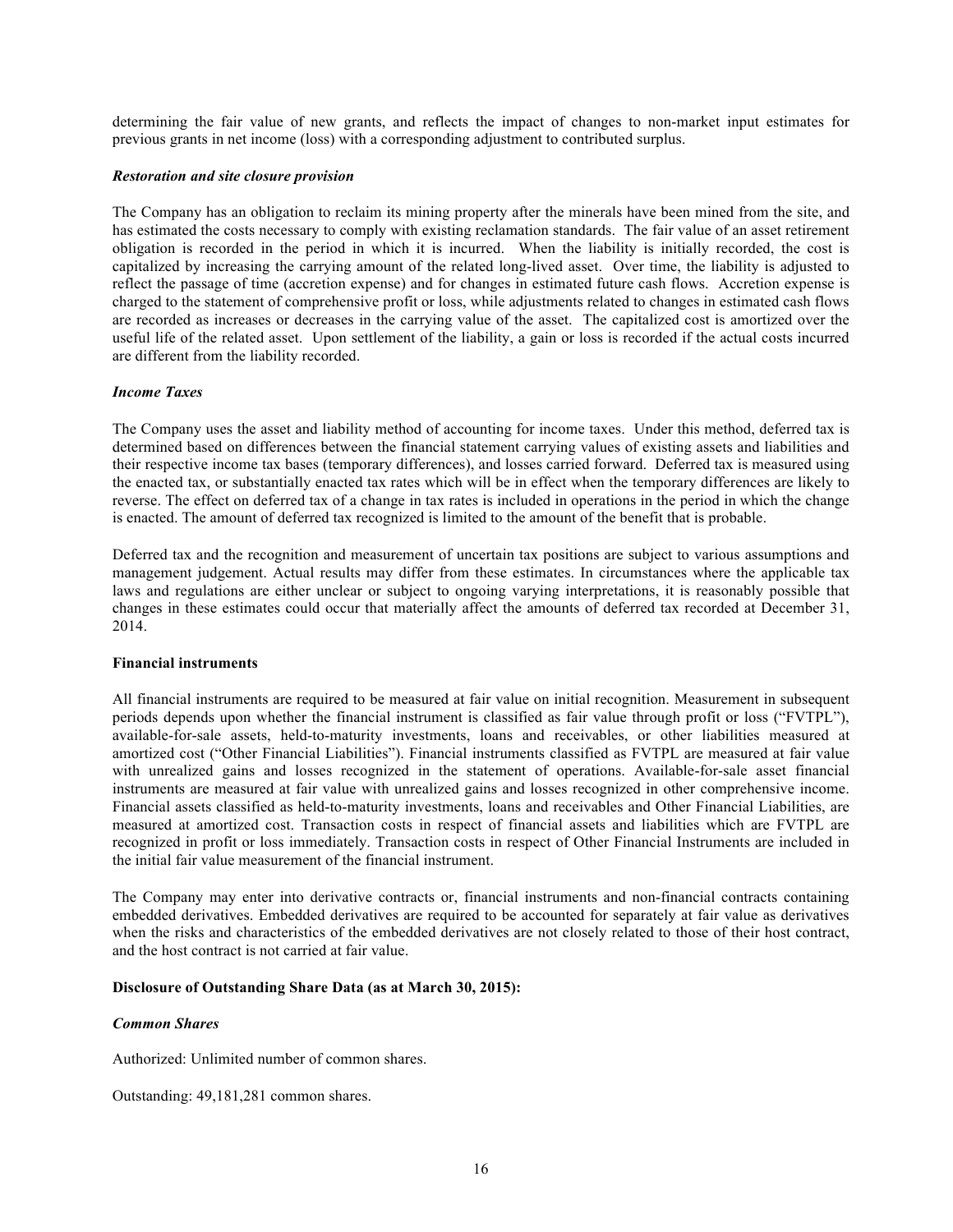determining the fair value of new grants, and reflects the impact of changes to non-market input estimates for previous grants in net income (loss) with a corresponding adjustment to contributed surplus.

***Restoration and site closure provision***

The Company has an obligation to reclaim its mining property after the minerals have been mined from the site, and has estimated the costs necessary to comply with existing reclamation standards. The fair value of an asset retirement obligation is recorded in the period in which it is incurred. When the liability is initially recorded, the cost is capitalized by increasing the carrying amount of the related long-lived asset. Over time, the liability is adjusted to reflect the passage of time (accretion expense) and for changes in estimated future cash flows. Accretion expense is charged to the statement of comprehensive profit or loss, while adjustments related to changes in estimated cash flows are recorded as increases or decreases in the carrying value of the asset. The capitalized cost is amortized over the useful life of the related asset. Upon settlement of the liability, a gain or loss is recorded if the actual costs incurred are different from the liability recorded.

***Income Taxes***

The Company uses the asset and liability method of accounting for income taxes. Under this method, deferred tax is determined based on differences between the financial statement carrying values of existing assets and liabilities and their respective income tax bases (temporary differences), and losses carried forward. Deferred tax is measured using the enacted tax, or substantially enacted tax rates which will be in effect when the temporary differences are likely to reverse. The effect on deferred tax of a change in tax rates is included in operations in the period in which the change is enacted. The amount of deferred tax recognized is limited to the amount of the benefit that is probable.

Deferred tax and the recognition and measurement of uncertain tax positions are subject to various assumptions and management judgement. Actual results may differ from these estimates. In circumstances where the applicable tax laws and regulations are either unclear or subject to ongoing varying interpretations, it is reasonably possible that changes in these estimates could occur that materially affect the amounts of deferred tax recorded at December 31, 2014.

**Financial instruments**

All financial instruments are required to be measured at fair value on initial recognition. Measurement in subsequent periods depends upon whether the financial instrument is classified as fair value through profit or loss ("FVTPL"), available-for-sale assets, held-to-maturity investments, loans and receivables, or other liabilities measured at amortized cost ("Other Financial Liabilities"). Financial instruments classified as FVTPL are measured at fair value with unrealized gains and losses recognized in the statement of operations. Available-for-sale asset financial instruments are measured at fair value with unrealized gains and losses recognized in other comprehensive income. Financial assets classified as held-to-maturity investments, loans and receivables and Other Financial Liabilities, are measured at amortized cost. Transaction costs in respect of financial assets and liabilities which are FVTPL are recognized in profit or loss immediately. Transaction costs in respect of Other Financial Instruments are included in the initial fair value measurement of the financial instrument.

The Company may enter into derivative contracts or, financial instruments and non-financial contracts containing embedded derivatives. Embedded derivatives are required to be accounted for separately at fair value as derivatives when the risks and characteristics of the embedded derivatives are not closely related to those of their host contract, and the host contract is not carried at fair value.

**Disclosure of Outstanding Share Data (as at March 30, 2015):**

***Common Shares***

Authorized: Unlimited number of common shares.

Outstanding: 49,181,281 common shares.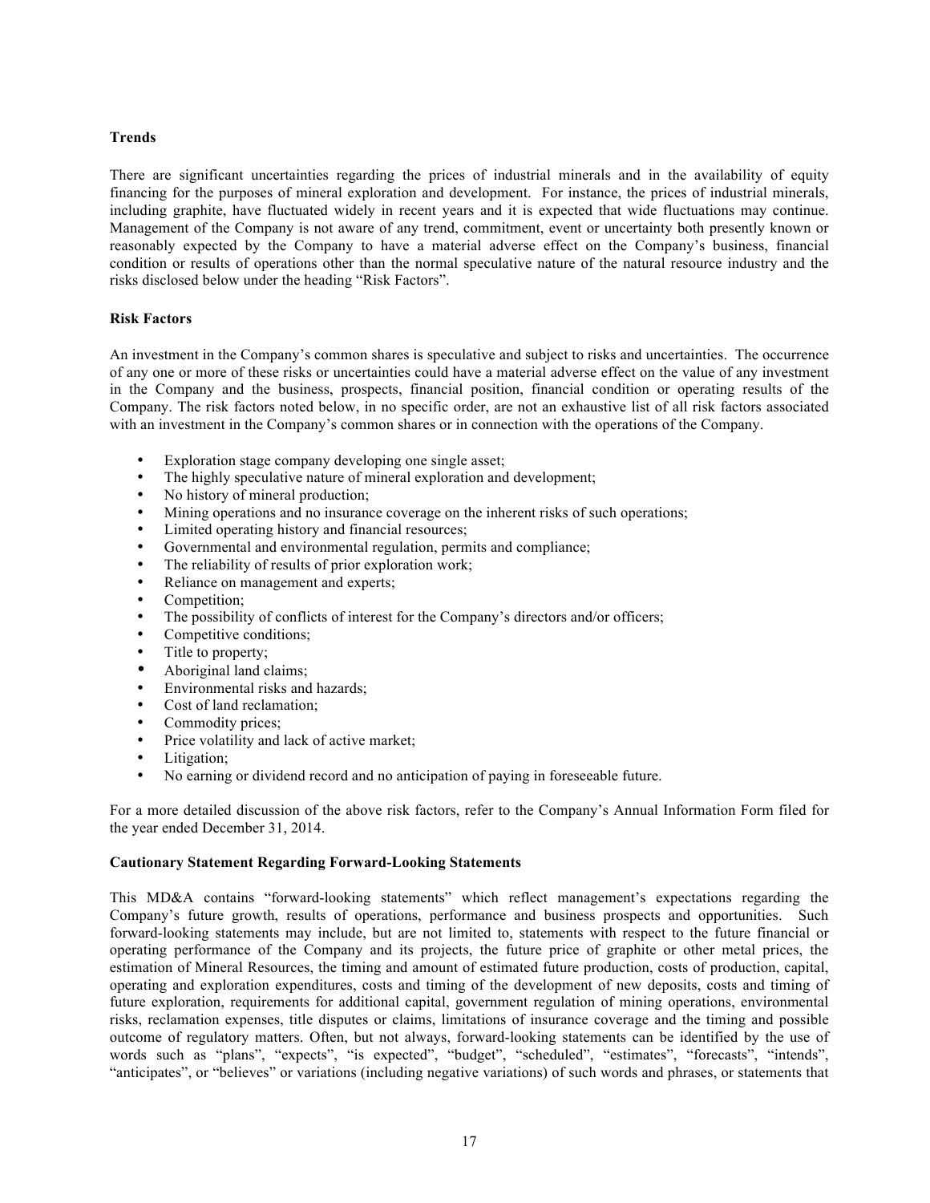## Trends

There are significant uncertainties regarding the prices of industrial minerals and in the availability of equity financing for the purposes of mineral exploration and development. For instance, the prices of industrial minerals, including graphite, have fluctuated widely in recent years and it is expected that wide fluctuations may continue. Management of the Company is not aware of any trend, commitment, event or uncertainty both presently known or reasonably expected by the Company to have a material adverse effect on the Company's business, financial condition or results of operations other than the normal speculative nature of the natural resource industry and the risks disclosed below under the heading "Risk Factors".

## Risk Factors

An investment in the Company's common shares is speculative and subject to risks and uncertainties. The occurrence of any one or more of these risks or uncertainties could have a material adverse effect on the value of any investment in the Company and the business, prospects, financial position, financial condition or operating results of the Company. The risk factors noted below, in no specific order, are not an exhaustive list of all risk factors associated with an investment in the Company's common shares or in connection with the operations of the Company.

- Exploration stage company developing one single asset;
- The highly speculative nature of mineral exploration and development;
- No history of mineral production;
- Mining operations and no insurance coverage on the inherent risks of such operations;
- Limited operating history and financial resources;
- Governmental and environmental regulation, permits and compliance;
- The reliability of results of prior exploration work;
- Reliance on management and experts;
- Competition;
- The possibility of conflicts of interest for the Company's directors and/or officers;
- Competitive conditions;
- Title to property;
- Aboriginal land claims;
- Environmental risks and hazards;
- Cost of land reclamation;
- Commodity prices;
- Price volatility and lack of active market;
- Litigation;
- No earning or dividend record and no anticipation of paying in foreseeable future.

For a more detailed discussion of the above risk factors, refer to the Company's Annual Information Form filed for the year ended December 31, 2014.

## Cautionary Statement Regarding Forward-Looking Statements

This MD&A contains "forward-looking statements" which reflect management's expectations regarding the Company's future growth, results of operations, performance and business prospects and opportunities. Such forward-looking statements may include, but are not limited to, statements with respect to the future financial or operating performance of the Company and its projects, the future price of graphite or other metal prices, the estimation of Mineral Resources, the timing and amount of estimated future production, costs of production, capital, operating and exploration expenditures, costs and timing of the development of new deposits, costs and timing of future exploration, requirements for additional capital, government regulation of mining operations, environmental risks, reclamation expenses, title disputes or claims, limitations of insurance coverage and the timing and possible outcome of regulatory matters. Often, but not always, forward-looking statements can be identified by the use of words such as "plans", "expects", "is expected", "budget", "scheduled", "estimates", "forecasts", "intends", "anticipates", or "believes" or variations (including negative variations) of such words and phrases, or statements that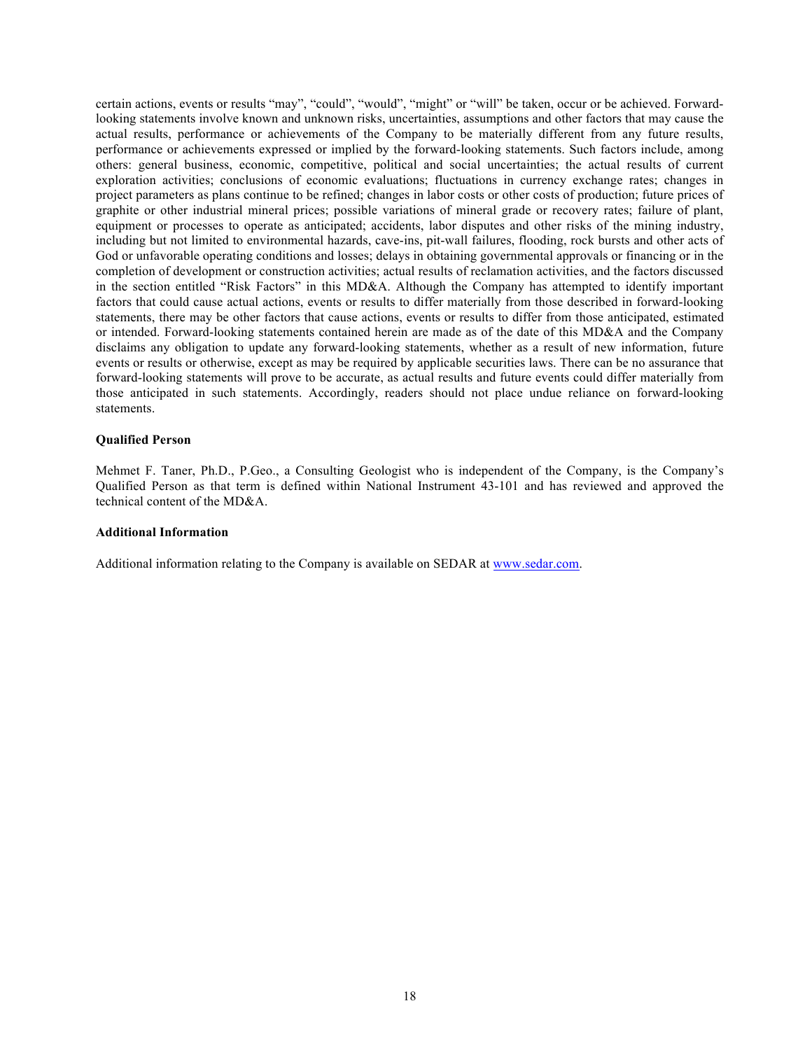certain actions, events or results "may", "could", "would", "might" or "will" be taken, occur or be achieved. Forward-looking statements involve known and unknown risks, uncertainties, assumptions and other factors that may cause the actual results, performance or achievements of the Company to be materially different from any future results, performance or achievements expressed or implied by the forward-looking statements. Such factors include, among others: general business, economic, competitive, political and social uncertainties; the actual results of current exploration activities; conclusions of economic evaluations; fluctuations in currency exchange rates; changes in project parameters as plans continue to be refined; changes in labor costs or other costs of production; future prices of graphite or other industrial mineral prices; possible variations of mineral grade or recovery rates; failure of plant, equipment or processes to operate as anticipated; accidents, labor disputes and other risks of the mining industry, including but not limited to environmental hazards, cave-ins, pit-wall failures, flooding, rock bursts and other acts of God or unfavorable operating conditions and losses; delays in obtaining governmental approvals or financing or in the completion of development or construction activities; actual results of reclamation activities, and the factors discussed in the section entitled "Risk Factors" in this MD&A. Although the Company has attempted to identify important factors that could cause actual actions, events or results to differ materially from those described in forward-looking statements, there may be other factors that cause actions, events or results to differ from those anticipated, estimated or intended. Forward-looking statements contained herein are made as of the date of this MD&A and the Company disclaims any obligation to update any forward-looking statements, whether as a result of new information, future events or results or otherwise, except as may be required by applicable securities laws. There can be no assurance that forward-looking statements will prove to be accurate, as actual results and future events could differ materially from those anticipated in such statements. Accordingly, readers should not place undue reliance on forward-looking statements.

**Qualified Person**

Mehmet F. Taner, Ph.D., P.Geo., a Consulting Geologist who is independent of the Company, is the Company's Qualified Person as that term is defined within National Instrument 43-101 and has reviewed and approved the technical content of the MD&A.

**Additional Information**

Additional information relating to the Company is available on SEDAR at www.sedar.com.